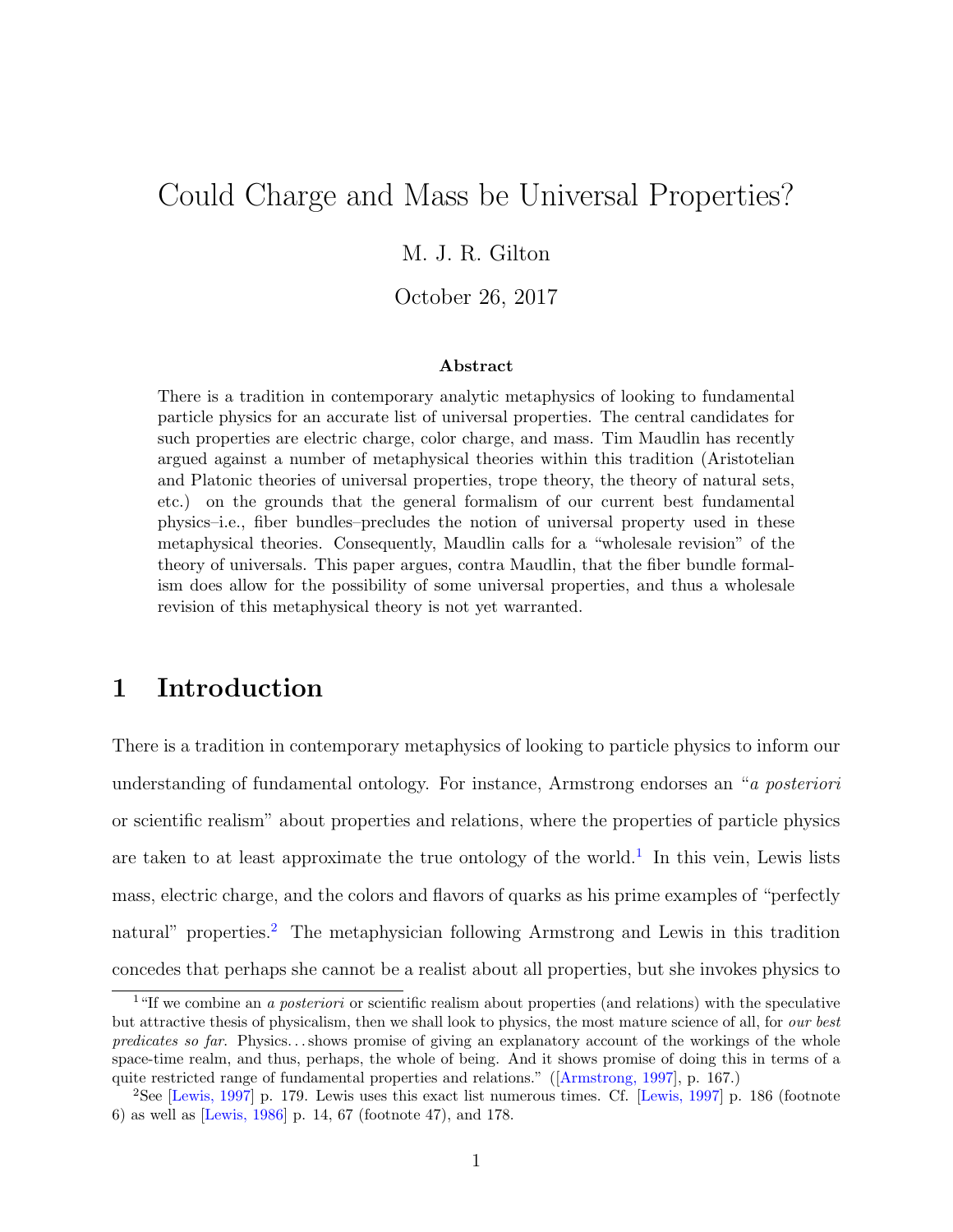# Could Charge and Mass be Universal Properties?

M. J. R. Gilton

October 26, 2017

### Abstract

There is a tradition in contemporary analytic metaphysics of looking to fundamental particle physics for an accurate list of universal properties. The central candidates for such properties are electric charge, color charge, and mass. Tim Maudlin has recently argued against a number of metaphysical theories within this tradition (Aristotelian and Platonic theories of universal properties, trope theory, the theory of natural sets, etc.) on the grounds that the general formalism of our current best fundamental physics–i.e., fiber bundles–precludes the notion of universal property used in these metaphysical theories. Consequently, Maudlin calls for a "wholesale revision" of the theory of universals. This paper argues, contra Maudlin, that the fiber bundle formalism does allow for the possibility of some universal properties, and thus a wholesale revision of this metaphysical theory is not yet warranted.

## 1 Introduction

There is a tradition in contemporary metaphysics of looking to particle physics to inform our understanding of fundamental ontology. For instance, Armstrong endorses an "*a posteriori* or scientific realism" about properties and relations, where the properties of particle physics are taken to at least approximate the true ontology of the world.[1] In this vein, Lewis lists mass, electric charge, and the colors and flavors of quarks as his prime examples of "perfectly natural" properties.[2] The metaphysician following Armstrong and Lewis in this tradition concedes that perhaps she cannot be a realist about all properties, but she invokes physics to

[1] "If we combine an *a posteriori* or scientific realism about properties (and relations) with the speculative but attractive thesis of physicalism, then we shall look to physics, the most mature science of all, for *our best predicates so far*. Physics. . . shows promise of giving an explanatory account of the workings of the whole space-time realm, and thus, perhaps, the whole of being. And it shows promise of doing this in terms of a quite restricted range of fundamental properties and relations." ([Armstrong, 1997], p. 167.)

[2] See [Lewis, 1997] p. 179. Lewis uses this exact list numerous times. Cf. [Lewis, 1997] p. 186 (footnote 6) as well as [Lewis, 1986] p. 14, 67 (footnote 47), and 178.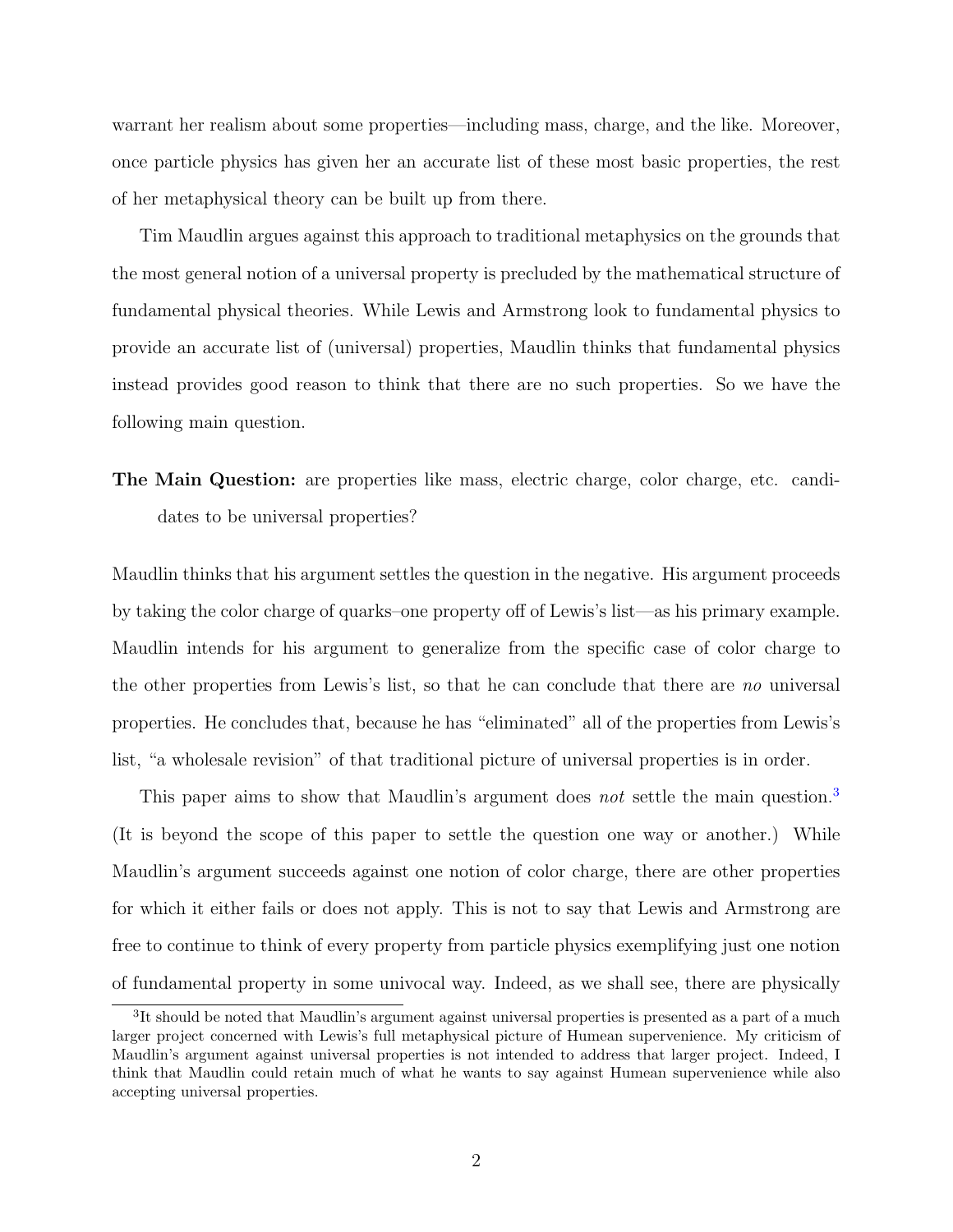warrant her realism about some properties—including mass, charge, and the like. Moreover, once particle physics has given her an accurate list of these most basic properties, the rest of her metaphysical theory can be built up from there.

Tim Maudlin argues against this approach to traditional metaphysics on the grounds that the most general notion of a universal property is precluded by the mathematical structure of fundamental physical theories. While Lewis and Armstrong look to fundamental physics to provide an accurate list of (universal) properties, Maudlin thinks that fundamental physics instead provides good reason to think that there are no such properties. So we have the following main question.

**The Main Question:** are properties like mass, electric charge, color charge, etc. candidates to be universal properties?

Maudlin thinks that his argument settles the question in the negative. His argument proceeds by taking the color charge of quarks–one property off of Lewis's list—as his primary example. Maudlin intends for his argument to generalize from the specific case of color charge to the other properties from Lewis's list, so that he can conclude that there are *no* universal properties. He concludes that, because he has "eliminated" all of the properties from Lewis's list, "a wholesale revision" of that traditional picture of universal properties is in order.

This paper aims to show that Maudlin's argument does *not* settle the main question.[3] (It is beyond the scope of this paper to settle the question one way or another.) While Maudlin's argument succeeds against one notion of color charge, there are other properties for which it either fails or does not apply. This is not to say that Lewis and Armstrong are free to continue to think of every property from particle physics exemplifying just one notion of fundamental property in some univocal way. Indeed, as we shall see, there are physically

[3]It should be noted that Maudlin's argument against universal properties is presented as a part of a much larger project concerned with Lewis's full metaphysical picture of Humean supervenience. My criticism of Maudlin's argument against universal properties is not intended to address that larger project. Indeed, I think that Maudlin could retain much of what he wants to say against Humean supervenience while also accepting universal properties.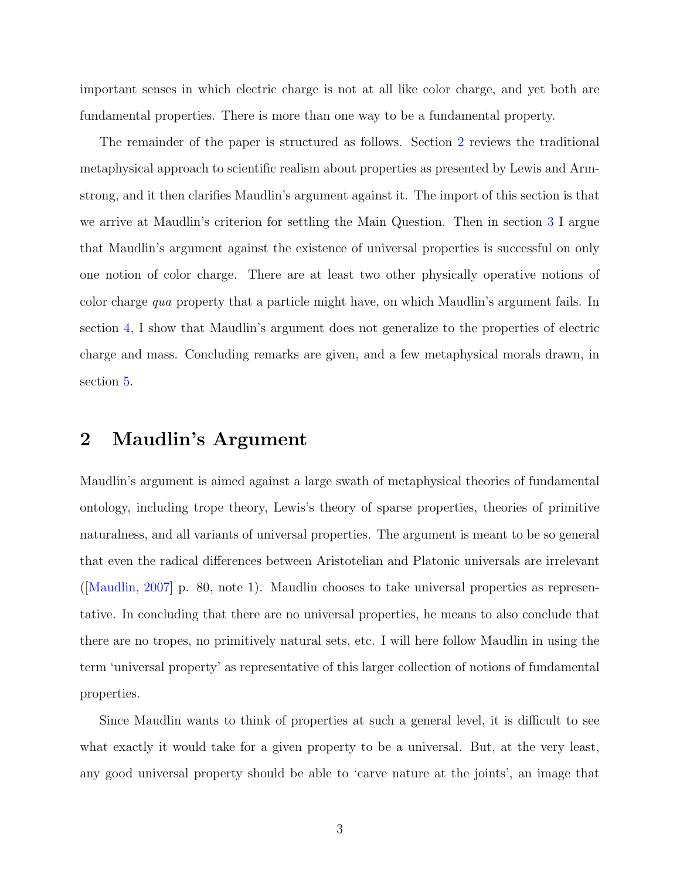important senses in which electric charge is not at all like color charge, and yet both are fundamental properties. There is more than one way to be a fundamental property.

The remainder of the paper is structured as follows. Section 2 reviews the traditional metaphysical approach to scientific realism about properties as presented by Lewis and Armstrong, and it then clarifies Maudlin's argument against it. The import of this section is that we arrive at Maudlin's criterion for settling the Main Question. Then in section 3 I argue that Maudlin's argument against the existence of universal properties is successful on only one notion of color charge. There are at least two other physically operative notions of color charge *qua* property that a particle might have, on which Maudlin's argument fails. In section 4, I show that Maudlin's argument does not generalize to the properties of electric charge and mass. Concluding remarks are given, and a few metaphysical morals drawn, in section 5.

## 2 Maudlin's Argument

Maudlin's argument is aimed against a large swath of metaphysical theories of fundamental ontology, including trope theory, Lewis's theory of sparse properties, theories of primitive naturalness, and all variants of universal properties. The argument is meant to be so general that even the radical differences between Aristotelian and Platonic universals are irrelevant ([Maudlin, 2007] p. 80, note 1). Maudlin chooses to take universal properties as representative. In concluding that there are no universal properties, he means to also conclude that there are no tropes, no primitively natural sets, etc. I will here follow Maudlin in using the term 'universal property' as representative of this larger collection of notions of fundamental properties.

Since Maudlin wants to think of properties at such a general level, it is difficult to see what exactly it would take for a given property to be a universal. But, at the very least, any good universal property should be able to 'carve nature at the joints', an image that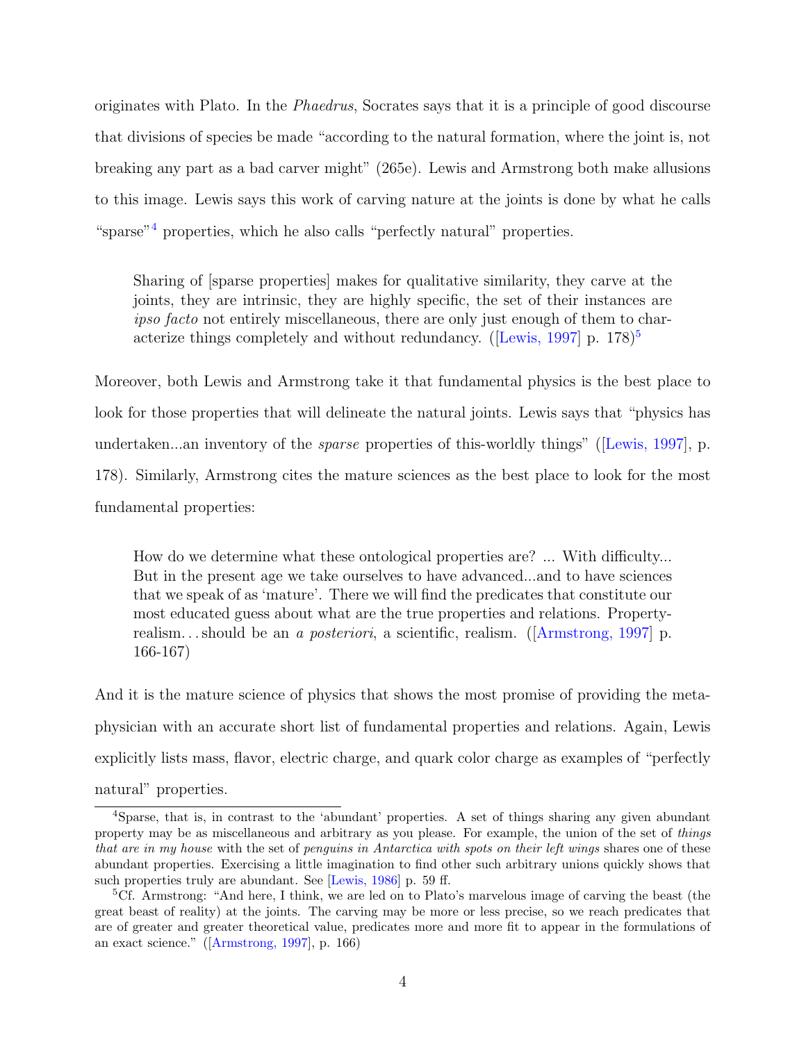originates with Plato. In the *Phaedrus*, Socrates says that it is a principle of good discourse that divisions of species be made "according to the natural formation, where the joint is, not breaking any part as a bad carver might" (265e). Lewis and Armstrong both make allusions to this image. Lewis says this work of carving nature at the joints is done by what he calls "sparse"[4] properties, which he also calls "perfectly natural" properties.

> Sharing of [sparse properties] makes for qualitative similarity, they carve at the joints, they are intrinsic, they are highly specific, the set of their instances are *ipso facto* not entirely miscellaneous, there are only just enough of them to characterize things completely and without redundancy. ([Lewis, 1997] p. 178)[5]

Moreover, both Lewis and Armstrong take it that fundamental physics is the best place to look for those properties that will delineate the natural joints. Lewis says that "physics has undertaken...an inventory of the *sparse* properties of this-worldly things" ([Lewis, 1997], p. 178). Similarly, Armstrong cites the mature sciences as the best place to look for the most fundamental properties:

> How do we determine what these ontological properties are? ... With difficulty... But in the present age we take ourselves to have advanced...and to have sciences that we speak of as 'mature'. There we will find the predicates that constitute our most educated guess about what are the true properties and relations. Property-realism. . . should be an *a posteriori*, a scientific, realism. ([Armstrong, 1997] p. 166-167)

And it is the mature science of physics that shows the most promise of providing the metaphysician with an accurate short list of fundamental properties and relations. Again, Lewis explicitly lists mass, flavor, electric charge, and quark color charge as examples of "perfectly natural" properties.

---

[4] Sparse, that is, in contrast to the 'abundant' properties. A set of things sharing any given abundant property may be as miscellaneous and arbitrary as you please. For example, the union of the set of *things that are in my house* with the set of *penguins in Antarctica with spots on their left wings* shares one of these abundant properties. Exercising a little imagination to find other such arbitrary unions quickly shows that such properties truly are abundant. See [Lewis, 1986] p. 59 ff.

[5] Cf. Armstrong: "And here, I think, we are led on to Plato's marvelous image of carving the beast (the great beast of reality) at the joints. The carving may be more or less precise, so we reach predicates that are of greater and greater theoretical value, predicates more and more fit to appear in the formulations of an exact science." ([Armstrong, 1997], p. 166)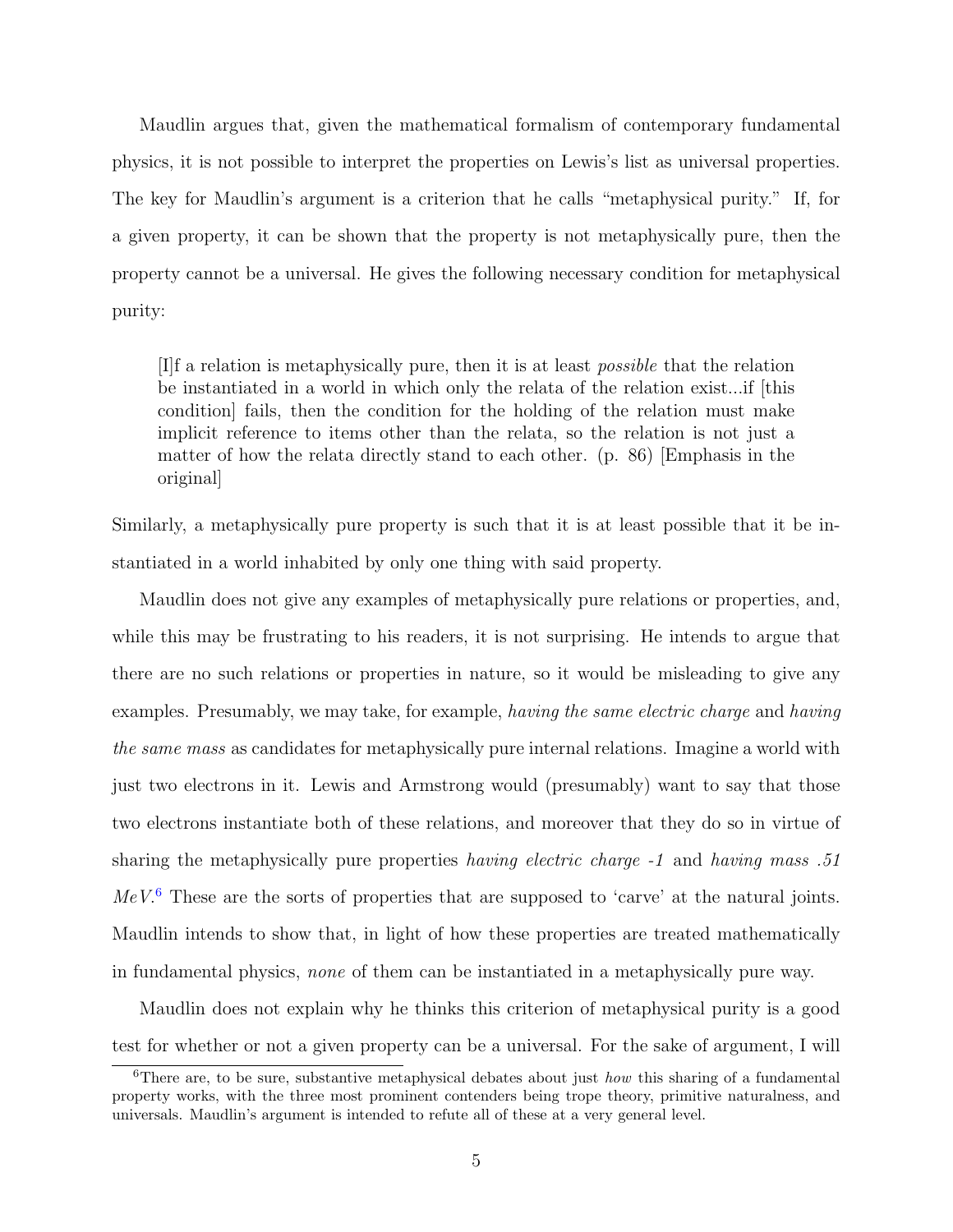Maudlin argues that, given the mathematical formalism of contemporary fundamental physics, it is not possible to interpret the properties on Lewis's list as universal properties. The key for Maudlin's argument is a criterion that he calls "metaphysical purity." If, for a given property, it can be shown that the property is not metaphysically pure, then the property cannot be a universal. He gives the following necessary condition for metaphysical purity:

> [I]f a relation is metaphysically pure, then it is at least *possible* that the relation be instantiated in a world in which only the relata of the relation exist...if [this condition] fails, then the condition for the holding of the relation must make implicit reference to items other than the relata, so the relation is not just a matter of how the relata directly stand to each other. (p. 86) [Emphasis in the original]

Similarly, a metaphysically pure property is such that it is at least possible that it be instantiated in a world inhabited by only one thing with said property.

Maudlin does not give any examples of metaphysically pure relations or properties, and, while this may be frustrating to his readers, it is not surprising. He intends to argue that there are no such relations or properties in nature, so it would be misleading to give any examples. Presumably, we may take, for example, *having the same electric charge* and *having the same mass* as candidates for metaphysically pure internal relations. Imagine a world with just two electrons in it. Lewis and Armstrong would (presumably) want to say that those two electrons instantiate both of these relations, and moreover that they do so in virtue of sharing the metaphysically pure properties *having electric charge -1* and *having mass .51 MeV*.[6] These are the sorts of properties that are supposed to 'carve' at the natural joints. Maudlin intends to show that, in light of how these properties are treated mathematically in fundamental physics, *none* of them can be instantiated in a metaphysically pure way.

Maudlin does not explain why he thinks this criterion of metaphysical purity is a good test for whether or not a given property can be a universal. For the sake of argument, I will

[6]There are, to be sure, substantive metaphysical debates about just *how* this sharing of a fundamental property works, with the three most prominent contenders being trope theory, primitive naturalness, and universals. Maudlin's argument is intended to refute all of these at a very general level.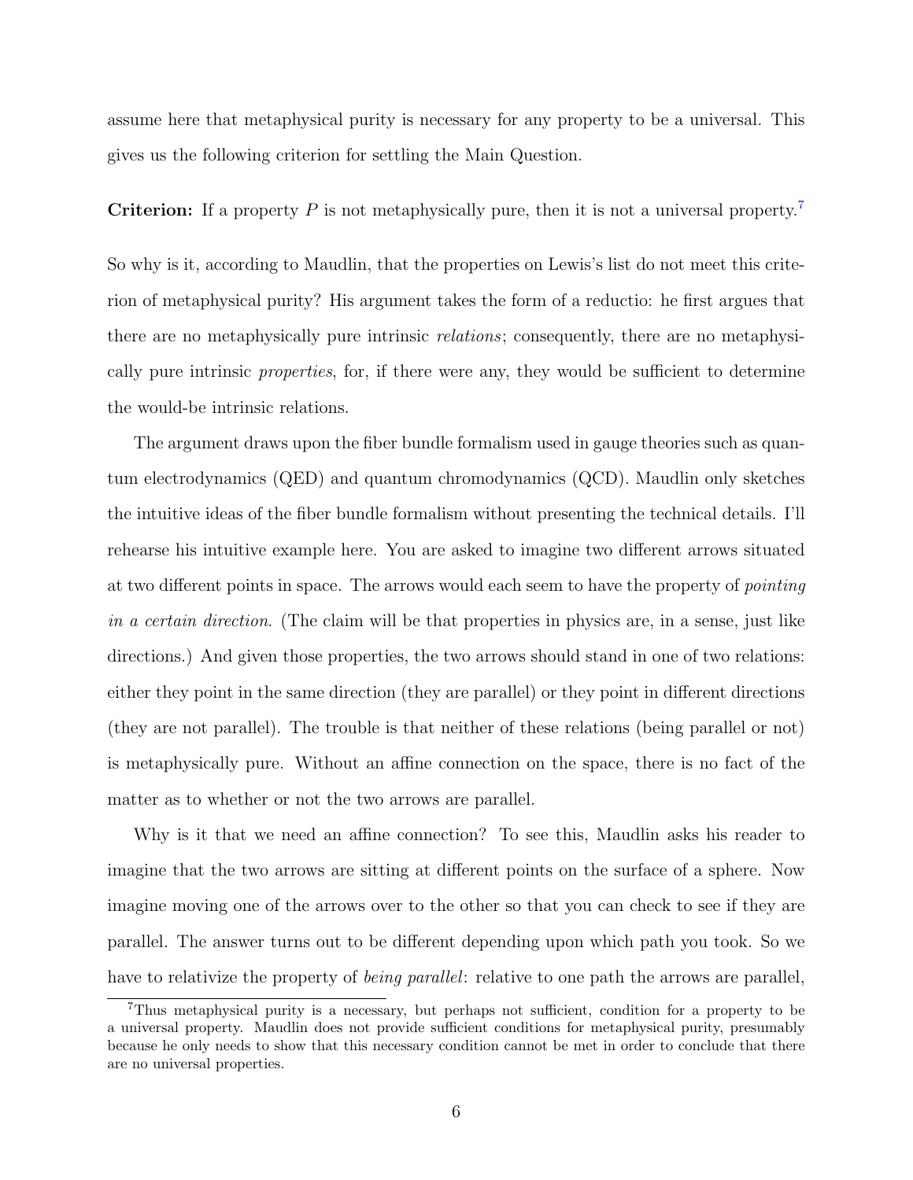assume here that metaphysical purity is necessary for any property to be a universal. This gives us the following criterion for settling the Main Question.

**Criterion:** If a property $P$ is not metaphysically pure, then it is not a universal property.[7]

So why is it, according to Maudlin, that the properties on Lewis's list do not meet this criterion of metaphysical purity? His argument takes the form of a reductio: he first argues that there are no metaphysically pure intrinsic *relations*; consequently, there are no metaphysically pure intrinsic *properties*, for, if there were any, they would be sufficient to determine the would-be intrinsic relations.

The argument draws upon the fiber bundle formalism used in gauge theories such as quantum electrodynamics (QED) and quantum chromodynamics (QCD). Maudlin only sketches the intuitive ideas of the fiber bundle formalism without presenting the technical details. I'll rehearse his intuitive example here. You are asked to imagine two different arrows situated at two different points in space. The arrows would each seem to have the property of *pointing in a certain direction*. (The claim will be that properties in physics are, in a sense, just like directions.) And given those properties, the two arrows should stand in one of two relations: either they point in the same direction (they are parallel) or they point in different directions (they are not parallel). The trouble is that neither of these relations (being parallel or not) is metaphysically pure. Without an affine connection on the space, there is no fact of the matter as to whether or not the two arrows are parallel.

Why is it that we need an affine connection? To see this, Maudlin asks his reader to imagine that the two arrows are sitting at different points on the surface of a sphere. Now imagine moving one of the arrows over to the other so that you can check to see if they are parallel. The answer turns out to be different depending upon which path you took. So we have to relativize the property of *being parallel*: relative to one path the arrows are parallel,

[7] Thus metaphysical purity is a necessary, but perhaps not sufficient, condition for a property to be a universal property. Maudlin does not provide sufficient conditions for metaphysical purity, presumably because he only needs to show that this necessary condition cannot be met in order to conclude that there are no universal properties.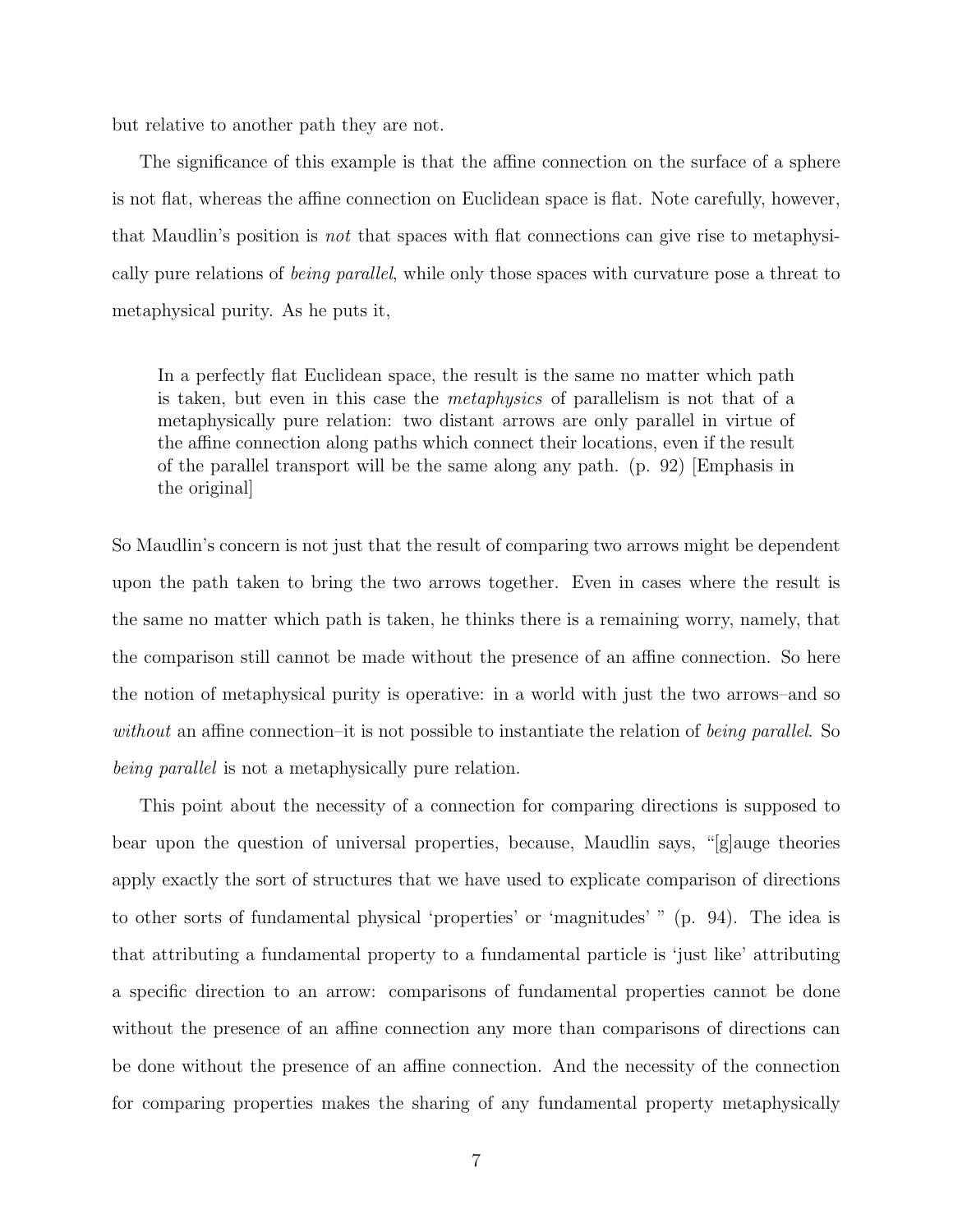but relative to another path they are not.

The significance of this example is that the affine connection on the surface of a sphere is not flat, whereas the affine connection on Euclidean space is flat. Note carefully, however, that Maudlin's position is *not* that spaces with flat connections can give rise to metaphysically pure relations of *being parallel*, while only those spaces with curvature pose a threat to metaphysical purity. As he puts it,

> In a perfectly flat Euclidean space, the result is the same no matter which path is taken, but even in this case the *metaphysics* of parallelism is not that of a metaphysically pure relation: two distant arrows are only parallel in virtue of the affine connection along paths which connect their locations, even if the result of the parallel transport will be the same along any path. (p. 92) [Emphasis in the original]

So Maudlin's concern is not just that the result of comparing two arrows might be dependent upon the path taken to bring the two arrows together. Even in cases where the result is the same no matter which path is taken, he thinks there is a remaining worry, namely, that the comparison still cannot be made without the presence of an affine connection. So here the notion of metaphysical purity is operative: in a world with just the two arrows–and so *without* an affine connection–it is not possible to instantiate the relation of *being parallel*. So *being parallel* is not a metaphysically pure relation.

This point about the necessity of a connection for comparing directions is supposed to bear upon the question of universal properties, because, Maudlin says, "[g]auge theories apply exactly the sort of structures that we have used to explicate comparison of directions to other sorts of fundamental physical 'properties' or 'magnitudes' " (p. 94). The idea is that attributing a fundamental property to a fundamental particle is 'just like' attributing a specific direction to an arrow: comparisons of fundamental properties cannot be done without the presence of an affine connection any more than comparisons of directions can be done without the presence of an affine connection. And the necessity of the connection for comparing properties makes the sharing of any fundamental property metaphysically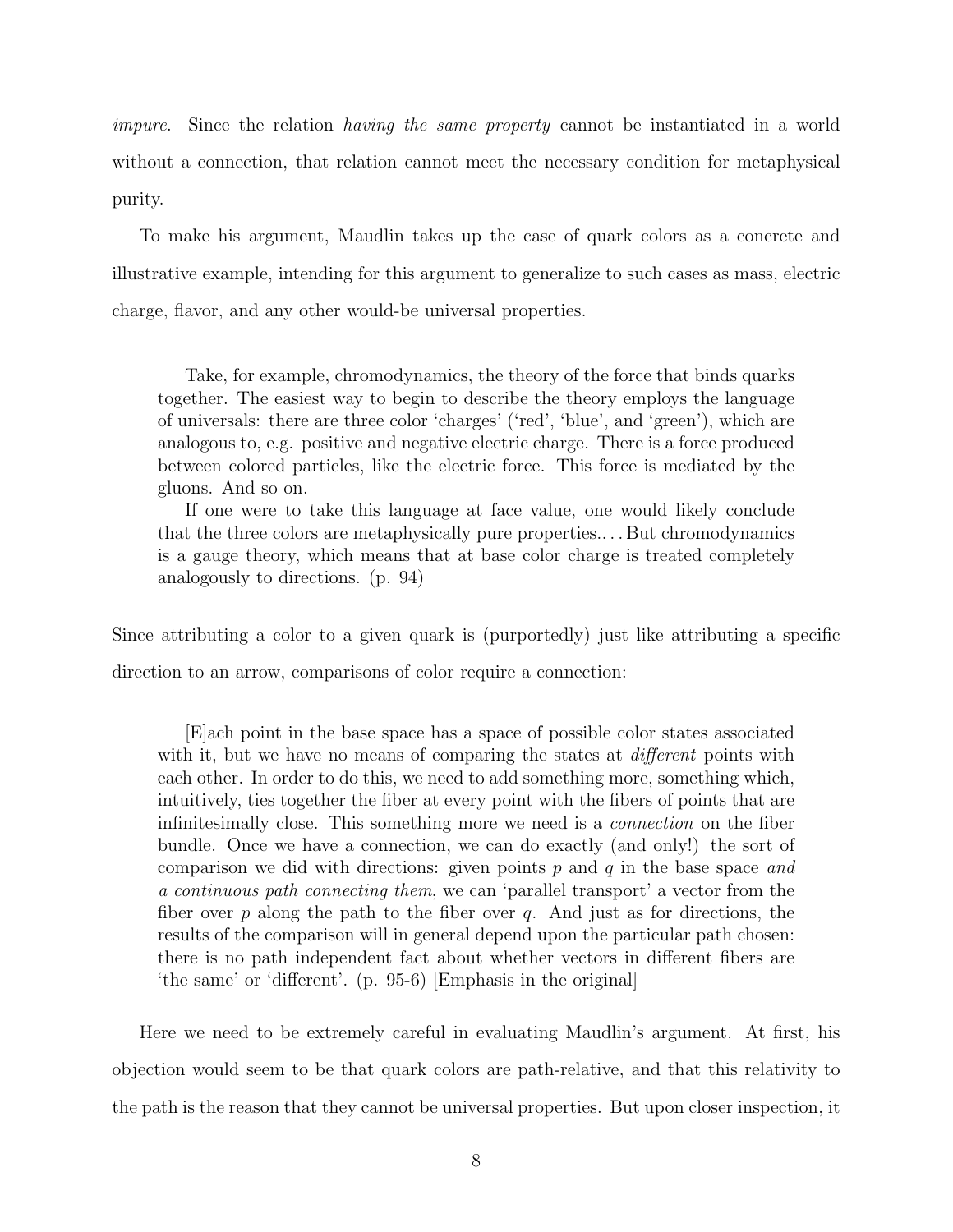*impure*. Since the relation *having the same property* cannot be instantiated in a world without a connection, that relation cannot meet the necessary condition for metaphysical purity.

To make his argument, Maudlin takes up the case of quark colors as a concrete and illustrative example, intending for this argument to generalize to such cases as mass, electric charge, flavor, and any other would-be universal properties.

> Take, for example, chromodynamics, the theory of the force that binds quarks together. The easiest way to begin to describe the theory employs the language of universals: there are three color 'charges' ('red', 'blue', and 'green'), which are analogous to, e.g. positive and negative electric charge. There is a force produced between colored particles, like the electric force. This force is mediated by the gluons. And so on.
>
> If one were to take this language at face value, one would likely conclude that the three colors are metaphysically pure properties.... But chromodynamics is a gauge theory, which means that at base color charge is treated completely analogously to directions. (p. 94)

Since attributing a color to a given quark is (purportedly) just like attributing a specific direction to an arrow, comparisons of color require a connection:

> [E]ach point in the base space has a space of possible color states associated with it, but we have no means of comparing the states at *different* points with each other. In order to do this, we need to add something more, something which, intuitively, ties together the fiber at every point with the fibers of points that are infinitesimally close. This something more we need is a *connection* on the fiber bundle. Once we have a connection, we can do exactly (and only!) the sort of comparison we did with directions: given points $p$ and $q$ in the base space *and a continuous path connecting them*, we can 'parallel transport' a vector from the fiber over $p$ along the path to the fiber over $q$. And just as for directions, the results of the comparison will in general depend upon the particular path chosen: there is no path independent fact about whether vectors in different fibers are 'the same' or 'different'. (p. 95-6) [Emphasis in the original]

Here we need to be extremely careful in evaluating Maudlin's argument. At first, his objection would seem to be that quark colors are path-relative, and that this relativity to the path is the reason that they cannot be universal properties. But upon closer inspection, it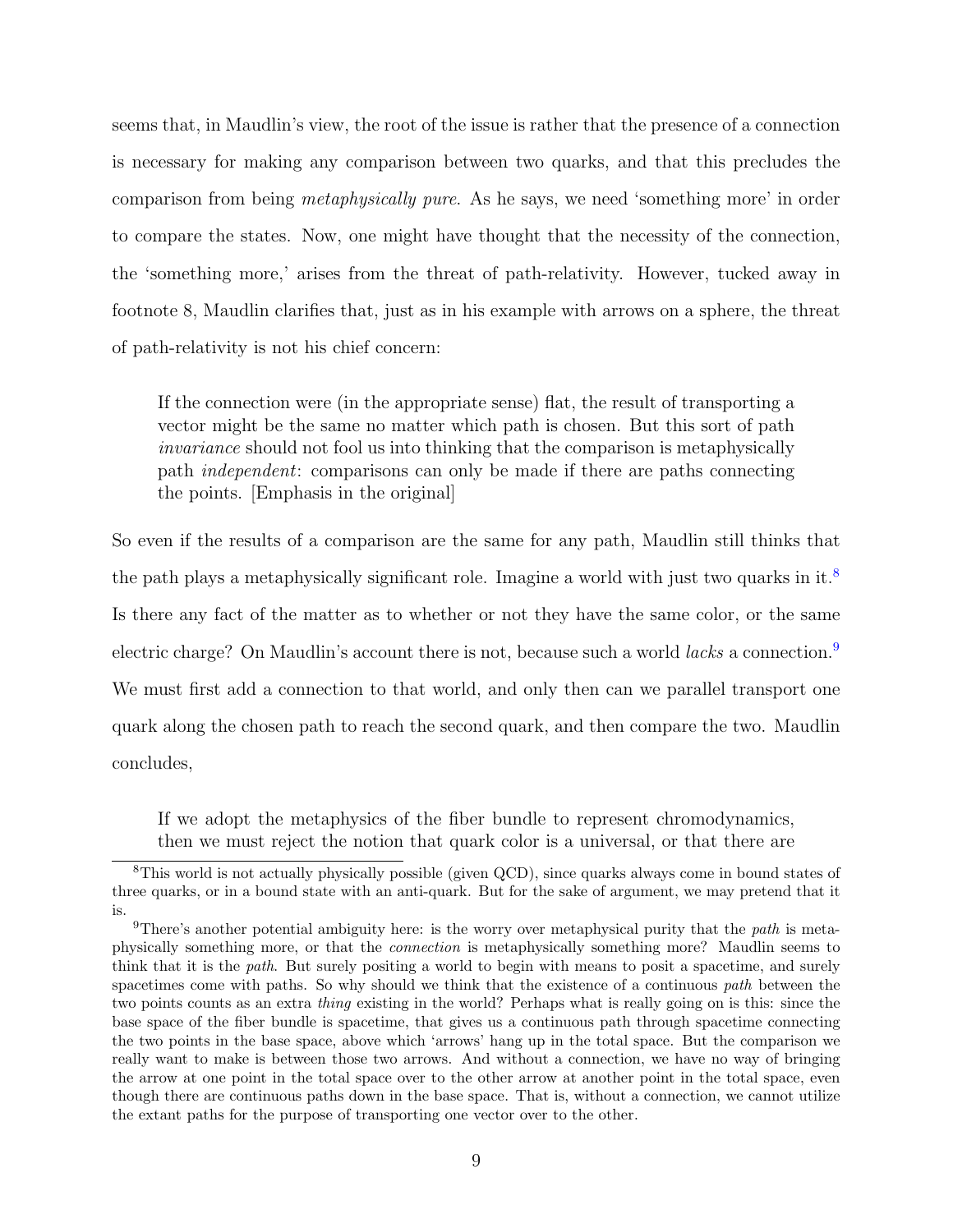seems that, in Maudlin's view, the root of the issue is rather that the presence of a connection is necessary for making any comparison between two quarks, and that this precludes the comparison from being *metaphysically pure*. As he says, we need 'something more' in order to compare the states. Now, one might have thought that the necessity of the connection, the 'something more,' arises from the threat of path-relativity. However, tucked away in footnote 8, Maudlin clarifies that, just as in his example with arrows on a sphere, the threat of path-relativity is not his chief concern:

> If the connection were (in the appropriate sense) flat, the result of transporting a vector might be the same no matter which path is chosen. But this sort of path *invariance* should not fool us into thinking that the comparison is metaphysically path *independent*: comparisons can only be made if there are paths connecting the points. [Emphasis in the original]

So even if the results of a comparison are the same for any path, Maudlin still thinks that the path plays a metaphysically significant role. Imagine a world with just two quarks in it.[8] Is there any fact of the matter as to whether or not they have the same color, or the same electric charge? On Maudlin's account there is not, because such a world *lacks* a connection.[9] We must first add a connection to that world, and only then can we parallel transport one quark along the chosen path to reach the second quark, and then compare the two. Maudlin concludes,

> If we adopt the metaphysics of the fiber bundle to represent chromodynamics, then we must reject the notion that quark color is a universal, or that there are

[8] This world is not actually physically possible (given QCD), since quarks always come in bound states of three quarks, or in a bound state with an anti-quark. But for the sake of argument, we may pretend that it is.

[9] There's another potential ambiguity here: is the worry over metaphysical purity that the *path* is metaphysically something more, or that the *connection* is metaphysically something more? Maudlin seems to think that it is the *path*. But surely positing a world to begin with means to posit a spacetime, and surely spacetimes come with paths. So why should we think that the existence of a continuous *path* between the two points counts as an extra *thing* existing in the world? Perhaps what is really going on is this: since the base space of the fiber bundle is spacetime, that gives us a continuous path through spacetime connecting the two points in the base space, above which 'arrows' hang up in the total space. But the comparison we really want to make is between those two arrows. And without a connection, we have no way of bringing the arrow at one point in the total space over to the other arrow at another point in the total space, even though there are continuous paths down in the base space. That is, without a connection, we cannot utilize the extant paths for the purpose of transporting one vector over to the other.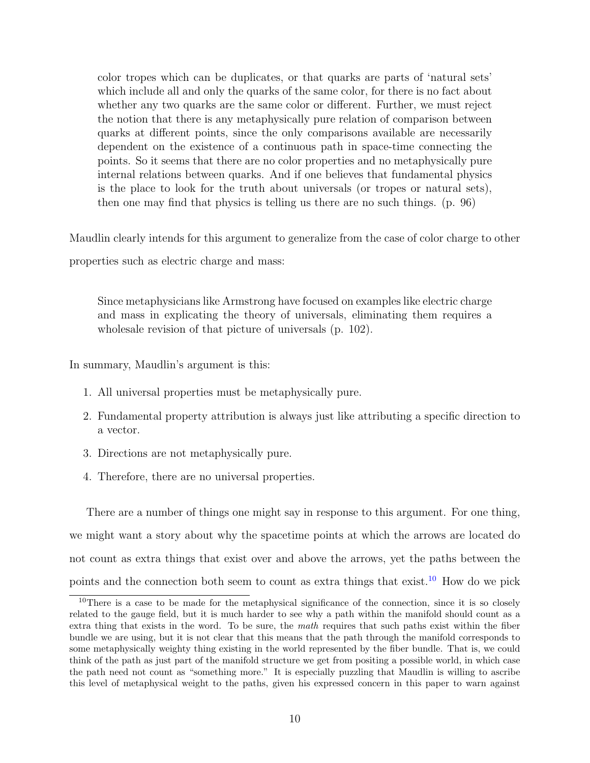> color tropes which can be duplicates, or that quarks are parts of 'natural sets' which include all and only the quarks of the same color, for there is no fact about whether any two quarks are the same color or different. Further, we must reject the notion that there is any metaphysically pure relation of comparison between quarks at different points, since the only comparisons available are necessarily dependent on the existence of a continuous path in space-time connecting the points. So it seems that there are no color properties and no metaphysically pure internal relations between quarks. And if one believes that fundamental physics is the place to look for the truth about universals (or tropes or natural sets), then one may find that physics is telling us there are no such things. (p. 96)

Maudlin clearly intends for this argument to generalize from the case of color charge to other properties such as electric charge and mass:

> Since metaphysicians like Armstrong have focused on examples like electric charge and mass in explicating the theory of universals, eliminating them requires a wholesale revision of that picture of universals (p. 102).

In summary, Maudlin's argument is this:

1. All universal properties must be metaphysically pure.
2. Fundamental property attribution is always just like attributing a specific direction to a vector.
3. Directions are not metaphysically pure.
4. Therefore, there are no universal properties.

There are a number of things one might say in response to this argument. For one thing, we might want a story about why the spacetime points at which the arrows are located do not count as extra things that exist over and above the arrows, yet the paths between the points and the connection both seem to count as extra things that exist.[10] How do we pick

[10] There is a case to be made for the metaphysical significance of the connection, since it is so closely related to the gauge field, but it is much harder to see why a path within the manifold should count as a extra thing that exists in the word. To be sure, the *math* requires that such paths exist within the fiber bundle we are using, but it is not clear that this means that the path through the manifold corresponds to some metaphysically weighty thing existing in the world represented by the fiber bundle. That is, we could think of the path as just part of the manifold structure we get from positing a possible world, in which case the path need not count as "something more." It is especially puzzling that Maudlin is willing to ascribe this level of metaphysical weight to the paths, given his expressed concern in this paper to warn against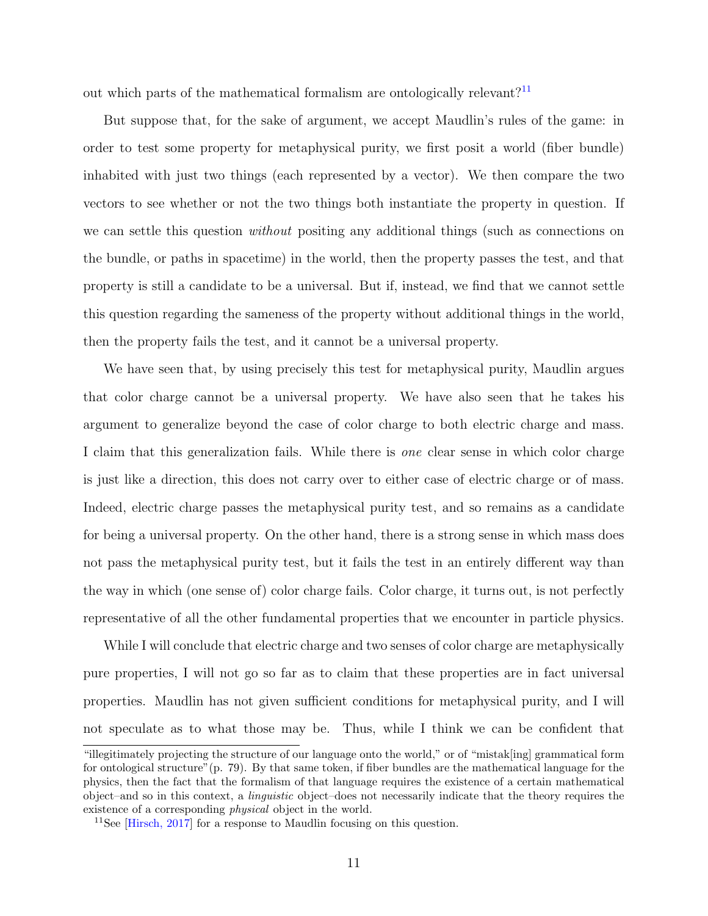out which parts of the mathematical formalism are ontologically relevant?[11]

But suppose that, for the sake of argument, we accept Maudlin's rules of the game: in order to test some property for metaphysical purity, we first posit a world (fiber bundle) inhabited with just two things (each represented by a vector). We then compare the two vectors to see whether or not the two things both instantiate the property in question. If we can settle this question *without* positing any additional things (such as connections on the bundle, or paths in spacetime) in the world, then the property passes the test, and that property is still a candidate to be a universal. But if, instead, we find that we cannot settle this question regarding the sameness of the property without additional things in the world, then the property fails the test, and it cannot be a universal property.

We have seen that, by using precisely this test for metaphysical purity, Maudlin argues that color charge cannot be a universal property. We have also seen that he takes his argument to generalize beyond the case of color charge to both electric charge and mass. I claim that this generalization fails. While there is *one* clear sense in which color charge is just like a direction, this does not carry over to either case of electric charge or of mass. Indeed, electric charge passes the metaphysical purity test, and so remains as a candidate for being a universal property. On the other hand, there is a strong sense in which mass does not pass the metaphysical purity test, but it fails the test in an entirely different way than the way in which (one sense of) color charge fails. Color charge, it turns out, is not perfectly representative of all the other fundamental properties that we encounter in particle physics.

While I will conclude that electric charge and two senses of color charge are metaphysically pure properties, I will not go so far as to claim that these properties are in fact universal properties. Maudlin has not given sufficient conditions for metaphysical purity, and I will not speculate as to what those may be. Thus, while I think we can be confident that

---

"illegitimately projecting the structure of our language onto the world," or of "mistak[ing] grammatical form for ontological structure"(p. 79). By that same token, if fiber bundles are the mathematical language for the physics, then the fact that the formalism of that language requires the existence of a certain mathematical object–and so in this context, a *linguistic* object–does not necessarily indicate that the theory requires the existence of a corresponding *physical* object in the world.

[11] See [Hirsch, 2017] for a response to Maudlin focusing on this question.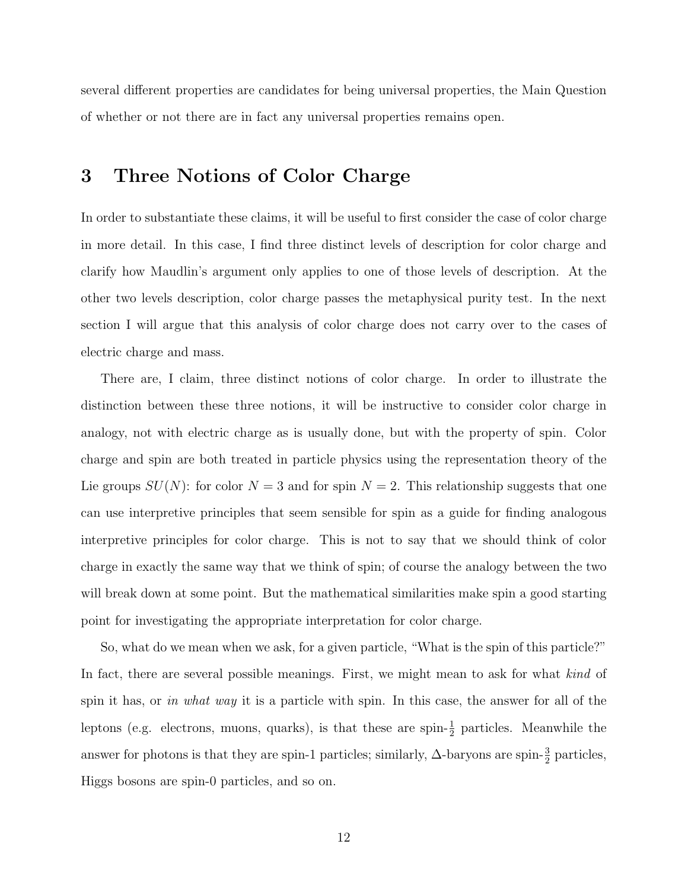several different properties are candidates for being universal properties, the Main Question of whether or not there are in fact any universal properties remains open.

# 3 Three Notions of Color Charge

In order to substantiate these claims, it will be useful to first consider the case of color charge in more detail. In this case, I find three distinct levels of description for color charge and clarify how Maudlin's argument only applies to one of those levels of description. At the other two levels description, color charge passes the metaphysical purity test. In the next section I will argue that this analysis of color charge does not carry over to the cases of electric charge and mass.

There are, I claim, three distinct notions of color charge. In order to illustrate the distinction between these three notions, it will be instructive to consider color charge in analogy, not with electric charge as is usually done, but with the property of spin. Color charge and spin are both treated in particle physics using the representation theory of the Lie groups $SU(N)$: for color $N = 3$ and for spin $N = 2$. This relationship suggests that one can use interpretive principles that seem sensible for spin as a guide for finding analogous interpretive principles for color charge. This is not to say that we should think of color charge in exactly the same way that we think of spin; of course the analogy between the two will break down at some point. But the mathematical similarities make spin a good starting point for investigating the appropriate interpretation for color charge.

So, what do we mean when we ask, for a given particle, "What is the spin of this particle?" In fact, there are several possible meanings. First, we might mean to ask for what *kind* of spin it has, or *in what way* it is a particle with spin. In this case, the answer for all of the leptons (e.g. electrons, muons, quarks), is that these are spin-$\frac{1}{2}$ particles. Meanwhile the answer for photons is that they are spin-1 particles; similarly, $\Delta$-baryons are spin-$\frac{3}{2}$ particles, Higgs bosons are spin-0 particles, and so on.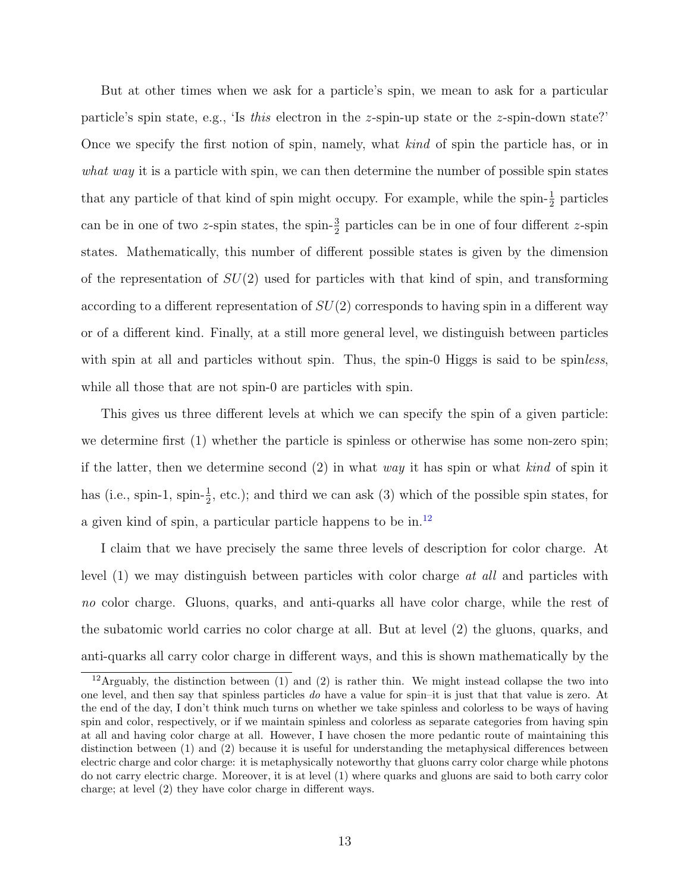But at other times when we ask for a particle's spin, we mean to ask for a particular particle's spin state, e.g., 'Is *this* electron in the $z$-spin-up state or the $z$-spin-down state?' Once we specify the first notion of spin, namely, what *kind* of spin the particle has, or in *what way* it is a particle with spin, we can then determine the number of possible spin states that any particle of that kind of spin might occupy. For example, while the spin-$\frac{1}{2}$ particles can be in one of two $z$-spin states, the spin-$\frac{3}{2}$ particles can be in one of four different $z$-spin states. Mathematically, this number of different possible states is given by the dimension of the representation of $SU(2)$ used for particles with that kind of spin, and transforming according to a different representation of $SU(2)$ corresponds to having spin in a different way or of a different kind. Finally, at a still more general level, we distinguish between particles with spin at all and particles without spin. Thus, the spin-0 Higgs is said to be spin*less*, while all those that are not spin-0 are particles with spin.

This gives us three different levels at which we can specify the spin of a given particle: we determine first (1) whether the particle is spinless or otherwise has some non-zero spin; if the latter, then we determine second (2) in what *way* it has spin or what *kind* of spin it has (i.e., spin-1, spin-$\frac{1}{2}$, etc.); and third we can ask (3) which of the possible spin states, for a given kind of spin, a particular particle happens to be in.[12]

I claim that we have precisely the same three levels of description for color charge. At level (1) we may distinguish between particles with color charge *at all* and particles with *no* color charge. Gluons, quarks, and anti-quarks all have color charge, while the rest of the subatomic world carries no color charge at all. But at level (2) the gluons, quarks, and anti-quarks all carry color charge in different ways, and this is shown mathematically by the

[12] Arguably, the distinction between (1) and (2) is rather thin. We might instead collapse the two into one level, and then say that spinless particles *do* have a value for spin–it is just that that value is zero. At the end of the day, I don't think much turns on whether we take spinless and colorless to be ways of having spin and color, respectively, or if we maintain spinless and colorless as separate categories from having spin at all and having color charge at all. However, I have chosen the more pedantic route of maintaining this distinction between (1) and (2) because it is useful for understanding the metaphysical differences between electric charge and color charge: it is metaphysically noteworthy that gluons carry color charge while photons do not carry electric charge. Moreover, it is at level (1) where quarks and gluons are said to both carry color charge; at level (2) they have color charge in different ways.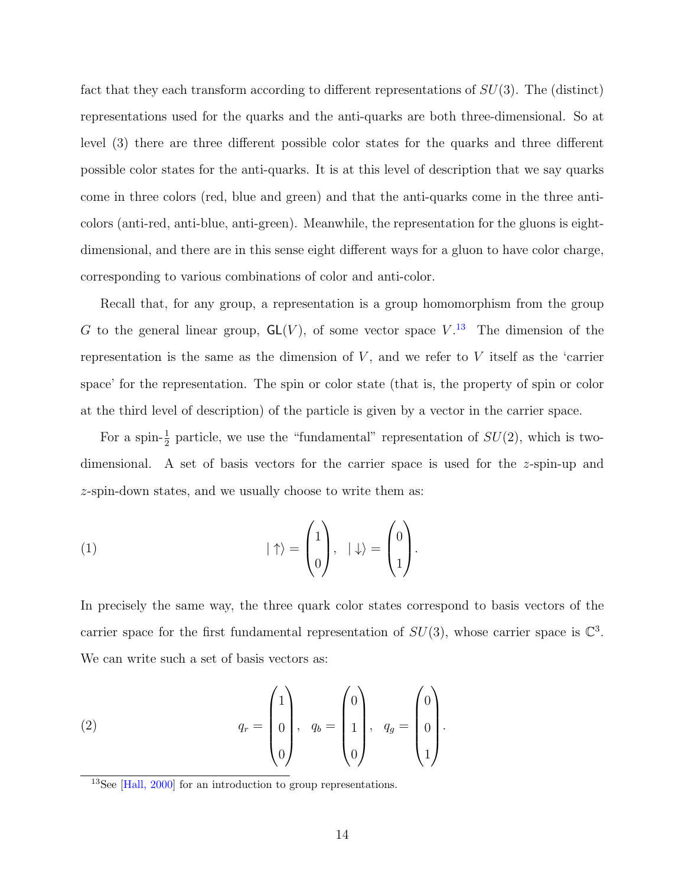fact that they each transform according to different representations of $SU(3)$. The (distinct) representations used for the quarks and the anti-quarks are both three-dimensional. So at level (3) there are three different possible color states for the quarks and three different possible color states for the anti-quarks. It is at this level of description that we say quarks come in three colors (red, blue and green) and that the anti-quarks come in the three anti-colors (anti-red, anti-blue, anti-green). Meanwhile, the representation for the gluons is eight-dimensional, and there are in this sense eight different ways for a gluon to have color charge, corresponding to various combinations of color and anti-color.

Recall that, for any group, a representation is a group homomorphism from the group $G$ to the general linear group, $\mathsf{GL}(V)$, of some vector space $V$.[13] The dimension of the representation is the same as the dimension of $V$, and we refer to $V$ itself as the 'carrier space' for the representation. The spin or color state (that is, the property of spin or color at the third level of description) of the particle is given by a vector in the carrier space.

For a spin-$\frac{1}{2}$ particle, we use the "fundamental" representation of $SU(2)$, which is two-dimensional. A set of basis vectors for the carrier space is used for the $z$-spin-up and $z$-spin-down states, and we usually choose to write them as:

$$|\uparrow\rangle = \begin{pmatrix} 1 \\ 0 \end{pmatrix}, \quad |\downarrow\rangle = \begin{pmatrix} 0 \\ 1 \end{pmatrix}. \tag{1}$$

In precisely the same way, the three quark color states correspond to basis vectors of the carrier space for the first fundamental representation of $SU(3)$, whose carrier space is $\mathbb{C}^3$. We can write such a set of basis vectors as:

$$q_r = \begin{pmatrix} 1 \\ 0 \\ 0 \end{pmatrix}, \quad q_b = \begin{pmatrix} 0 \\ 1 \\ 0 \end{pmatrix}, \quad q_g = \begin{pmatrix} 0 \\ 0 \\ 1 \end{pmatrix}. \tag{2}$$

[13] See [Hall, 2000] for an introduction to group representations.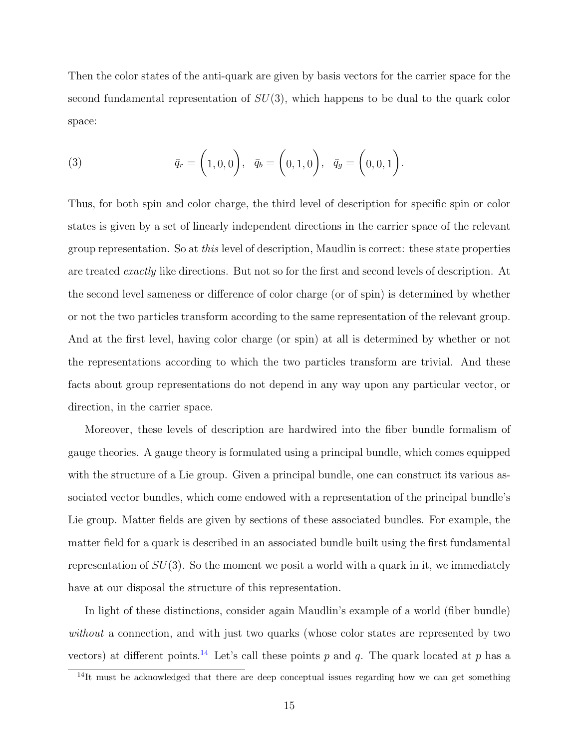Then the color states of the anti-quark are given by basis vectors for the carrier space for the second fundamental representation of $SU(3)$, which happens to be dual to the quark color space:

$$\bar{q}_r = \Big(1, 0, 0\Big), \quad \bar{q}_b = \Big(0, 1, 0\Big), \quad \bar{q}_g = \Big(0, 0, 1\Big). \tag{3}$$

Thus, for both spin and color charge, the third level of description for specific spin or color states is given by a set of linearly independent directions in the carrier space of the relevant group representation. So at *this* level of description, Maudlin is correct: these state properties are treated *exactly* like directions. But not so for the first and second levels of description. At the second level sameness or difference of color charge (or of spin) is determined by whether or not the two particles transform according to the same representation of the relevant group. And at the first level, having color charge (or spin) at all is determined by whether or not the representations according to which the two particles transform are trivial. And these facts about group representations do not depend in any way upon any particular vector, or direction, in the carrier space.

Moreover, these levels of description are hardwired into the fiber bundle formalism of gauge theories. A gauge theory is formulated using a principal bundle, which comes equipped with the structure of a Lie group. Given a principal bundle, one can construct its various associated vector bundles, which come endowed with a representation of the principal bundle's Lie group. Matter fields are given by sections of these associated bundles. For example, the matter field for a quark is described in an associated bundle built using the first fundamental representation of $SU(3)$. So the moment we posit a world with a quark in it, we immediately have at our disposal the structure of this representation.

In light of these distinctions, consider again Maudlin's example of a world (fiber bundle) *without* a connection, and with just two quarks (whose color states are represented by two vectors) at different points.[14] Let's call these points $p$ and $q$. The quark located at $p$ has a

[14] It must be acknowledged that there are deep conceptual issues regarding how we can get something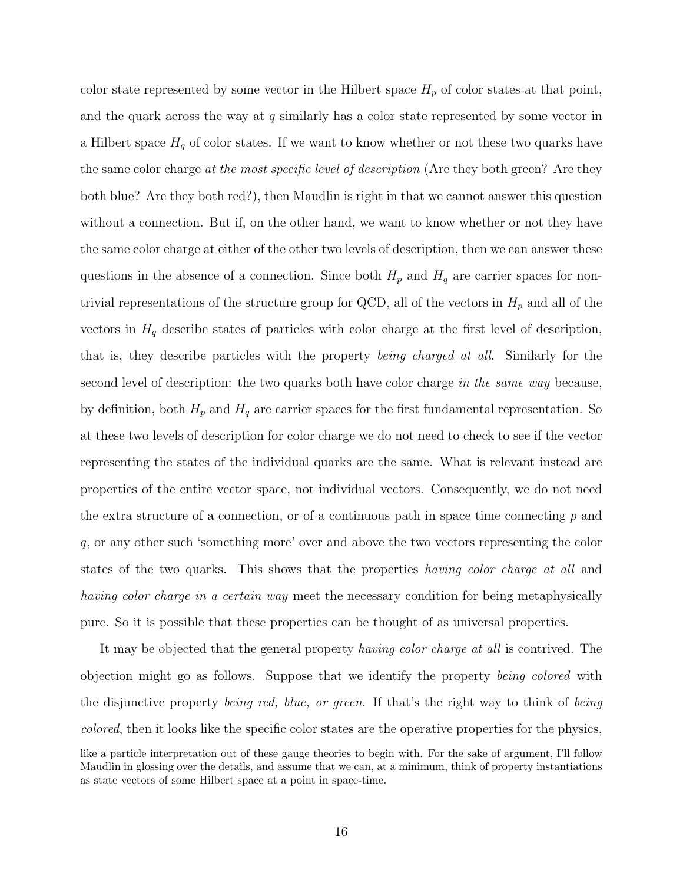color state represented by some vector in the Hilbert space $H_p$ of color states at that point, and the quark across the way at $q$ similarly has a color state represented by some vector in a Hilbert space $H_q$ of color states. If we want to know whether or not these two quarks have the same color charge *at the most specific level of description* (Are they both green? Are they both blue? Are they both red?), then Maudlin is right in that we cannot answer this question without a connection. But if, on the other hand, we want to know whether or not they have the same color charge at either of the other two levels of description, then we can answer these questions in the absence of a connection. Since both $H_p$ and $H_q$ are carrier spaces for non-trivial representations of the structure group for QCD, all of the vectors in $H_p$ and all of the vectors in $H_q$ describe states of particles with color charge at the first level of description, that is, they describe particles with the property *being charged at all*. Similarly for the second level of description: the two quarks both have color charge *in the same way* because, by definition, both $H_p$ and $H_q$ are carrier spaces for the first fundamental representation. So at these two levels of description for color charge we do not need to check to see if the vector representing the states of the individual quarks are the same. What is relevant instead are properties of the entire vector space, not individual vectors. Consequently, we do not need the extra structure of a connection, or of a continuous path in space time connecting $p$ and $q$, or any other such 'something more' over and above the two vectors representing the color states of the two quarks. This shows that the properties *having color charge at all* and *having color charge in a certain way* meet the necessary condition for being metaphysically pure. So it is possible that these properties can be thought of as universal properties.

It may be objected that the general property *having color charge at all* is contrived. The objection might go as follows. Suppose that we identify the property *being colored* with the disjunctive property *being red, blue, or green*. If that's the right way to think of *being colored*, then it looks like the specific color states are the operative properties for the physics,

like a particle interpretation out of these gauge theories to begin with. For the sake of argument, I'll follow Maudlin in glossing over the details, and assume that we can, at a minimum, think of property instantiations as state vectors of some Hilbert space at a point in space-time.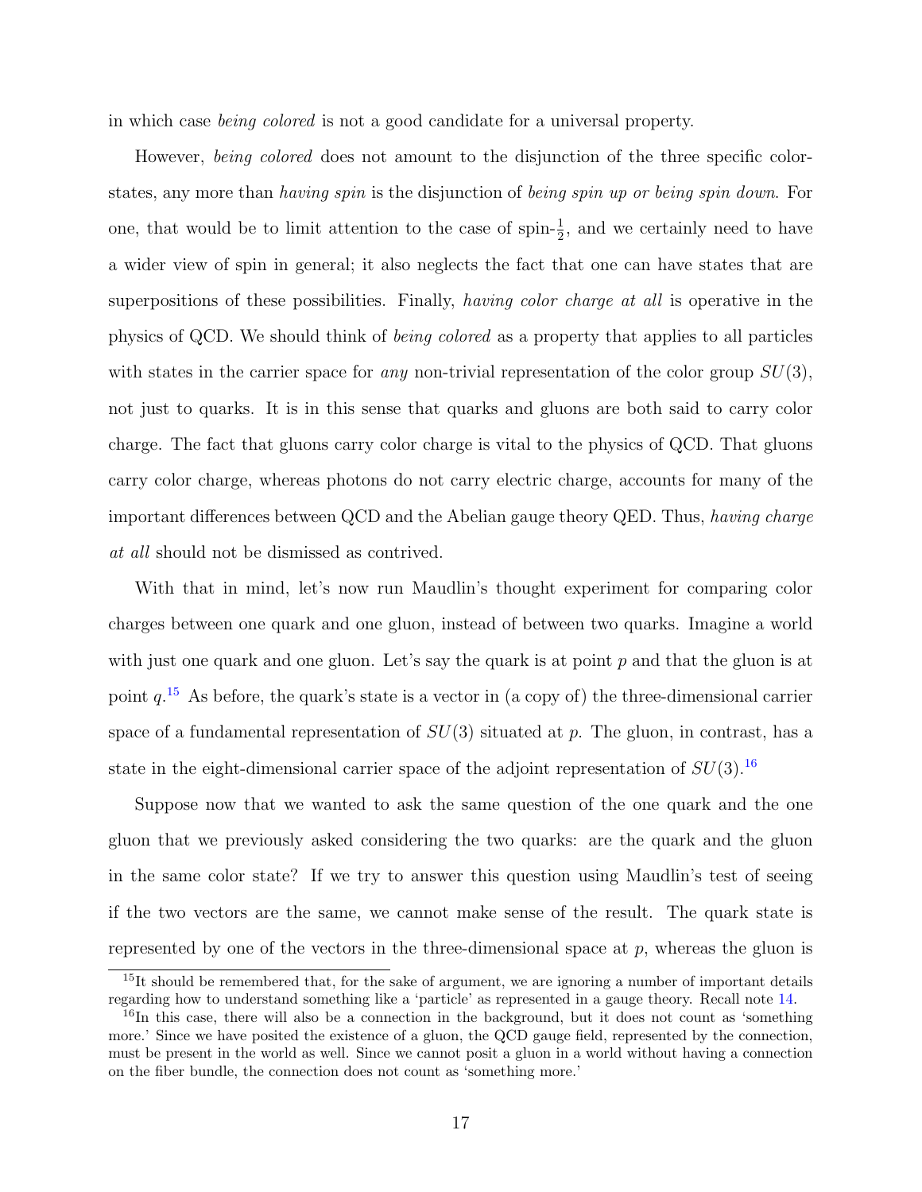in which case *being colored* is not a good candidate for a universal property.

However, *being colored* does not amount to the disjunction of the three specific color-states, any more than *having spin* is the disjunction of *being spin up or being spin down*. For one, that would be to limit attention to the case of spin-$\frac{1}{2}$, and we certainly need to have a wider view of spin in general; it also neglects the fact that one can have states that are superpositions of these possibilities. Finally, *having color charge at all* is operative in the physics of QCD. We should think of *being colored* as a property that applies to all particles with states in the carrier space for *any* non-trivial representation of the color group $SU(3)$, not just to quarks. It is in this sense that quarks and gluons are both said to carry color charge. The fact that gluons carry color charge is vital to the physics of QCD. That gluons carry color charge, whereas photons do not carry electric charge, accounts for many of the important differences between QCD and the Abelian gauge theory QED. Thus, *having charge at all* should not be dismissed as contrived.

With that in mind, let's now run Maudlin's thought experiment for comparing color charges between one quark and one gluon, instead of between two quarks. Imagine a world with just one quark and one gluon. Let's say the quark is at point $p$ and that the gluon is at point $q$.[15] As before, the quark's state is a vector in (a copy of) the three-dimensional carrier space of a fundamental representation of $SU(3)$ situated at $p$. The gluon, in contrast, has a state in the eight-dimensional carrier space of the adjoint representation of $SU(3)$.[16]

Suppose now that we wanted to ask the same question of the one quark and the one gluon that we previously asked considering the two quarks: are the quark and the gluon in the same color state? If we try to answer this question using Maudlin's test of seeing if the two vectors are the same, we cannot make sense of the result. The quark state is represented by one of the vectors in the three-dimensional space at $p$, whereas the gluon is

[15] It should be remembered that, for the sake of argument, we are ignoring a number of important details regarding how to understand something like a 'particle' as represented in a gauge theory. Recall note 14.

[16] In this case, there will also be a connection in the background, but it does not count as 'something more.' Since we have posited the existence of a gluon, the QCD gauge field, represented by the connection, must be present in the world as well. Since we cannot posit a gluon in a world without having a connection on the fiber bundle, the connection does not count as 'something more.'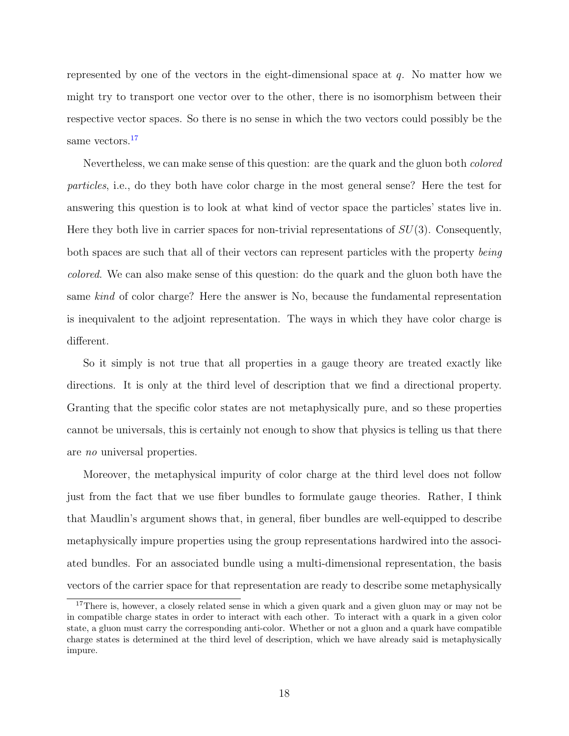represented by one of the vectors in the eight-dimensional space at $q$. No matter how we might try to transport one vector over to the other, there is no isomorphism between their respective vector spaces. So there is no sense in which the two vectors could possibly be the same vectors.[17]

Nevertheless, we can make sense of this question: are the quark and the gluon both *colored particles*, i.e., do they both have color charge in the most general sense? Here the test for answering this question is to look at what kind of vector space the particles' states live in. Here they both live in carrier spaces for non-trivial representations of $SU(3)$. Consequently, both spaces are such that all of their vectors can represent particles with the property *being colored*. We can also make sense of this question: do the quark and the gluon both have the same *kind* of color charge? Here the answer is No, because the fundamental representation is inequivalent to the adjoint representation. The ways in which they have color charge is different.

So it simply is not true that all properties in a gauge theory are treated exactly like directions. It is only at the third level of description that we find a directional property. Granting that the specific color states are not metaphysically pure, and so these properties cannot be universals, this is certainly not enough to show that physics is telling us that there are *no* universal properties.

Moreover, the metaphysical impurity of color charge at the third level does not follow just from the fact that we use fiber bundles to formulate gauge theories. Rather, I think that Maudlin's argument shows that, in general, fiber bundles are well-equipped to describe metaphysically impure properties using the group representations hardwired into the associated bundles. For an associated bundle using a multi-dimensional representation, the basis vectors of the carrier space for that representation are ready to describe some metaphysically

[17] There is, however, a closely related sense in which a given quark and a given gluon may or may not be in compatible charge states in order to interact with each other. To interact with a quark in a given color state, a gluon must carry the corresponding anti-color. Whether or not a gluon and a quark have compatible charge states is determined at the third level of description, which we have already said is metaphysically impure.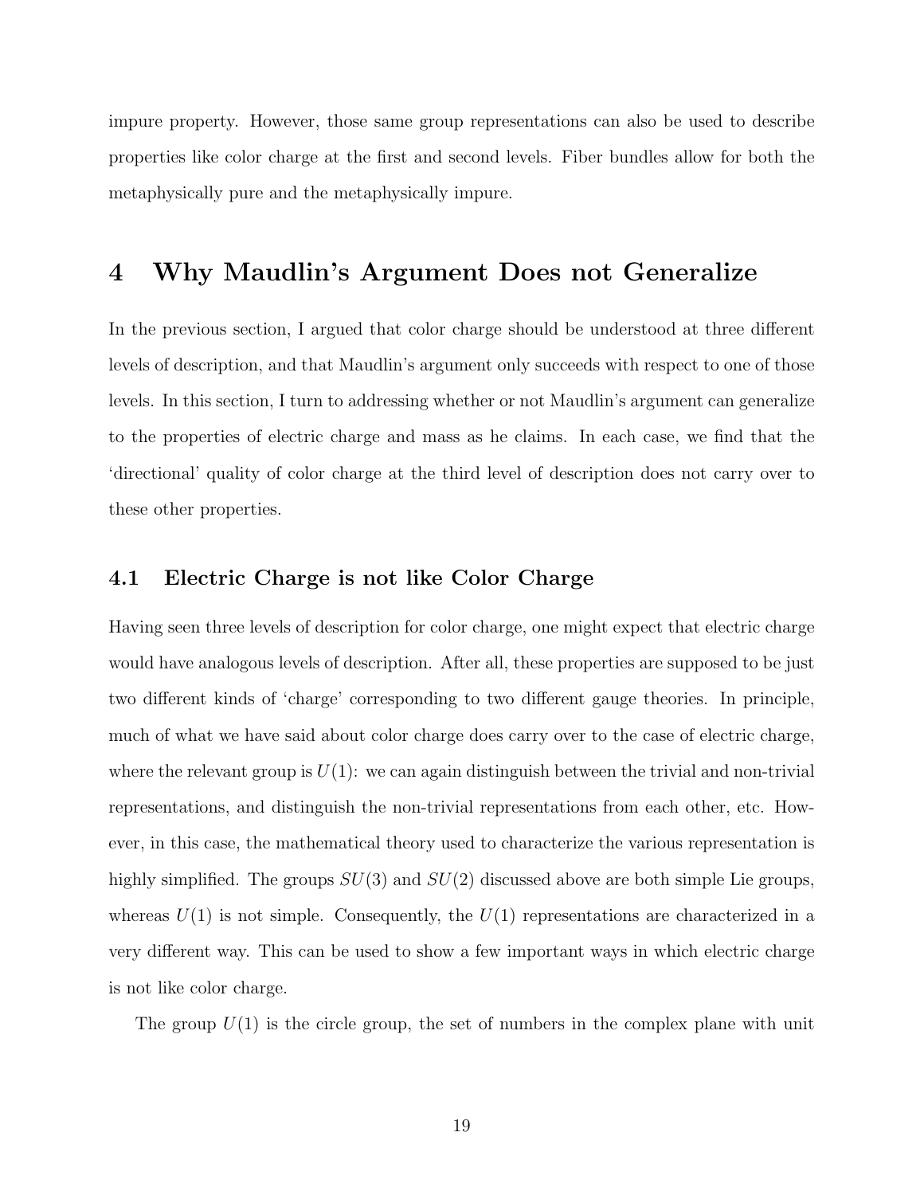impure property. However, those same group representations can also be used to describe properties like color charge at the first and second levels. Fiber bundles allow for both the metaphysically pure and the metaphysically impure.

# 4 Why Maudlin's Argument Does not Generalize

In the previous section, I argued that color charge should be understood at three different levels of description, and that Maudlin's argument only succeeds with respect to one of those levels. In this section, I turn to addressing whether or not Maudlin's argument can generalize to the properties of electric charge and mass as he claims. In each case, we find that the 'directional' quality of color charge at the third level of description does not carry over to these other properties.

## 4.1 Electric Charge is not like Color Charge

Having seen three levels of description for color charge, one might expect that electric charge would have analogous levels of description. After all, these properties are supposed to be just two different kinds of 'charge' corresponding to two different gauge theories. In principle, much of what we have said about color charge does carry over to the case of electric charge, where the relevant group is $U(1)$: we can again distinguish between the trivial and non-trivial representations, and distinguish the non-trivial representations from each other, etc. However, in this case, the mathematical theory used to characterize the various representation is highly simplified. The groups $SU(3)$ and $SU(2)$ discussed above are both simple Lie groups, whereas $U(1)$ is not simple. Consequently, the $U(1)$ representations are characterized in a very different way. This can be used to show a few important ways in which electric charge is not like color charge.

The group $U(1)$ is the circle group, the set of numbers in the complex plane with unit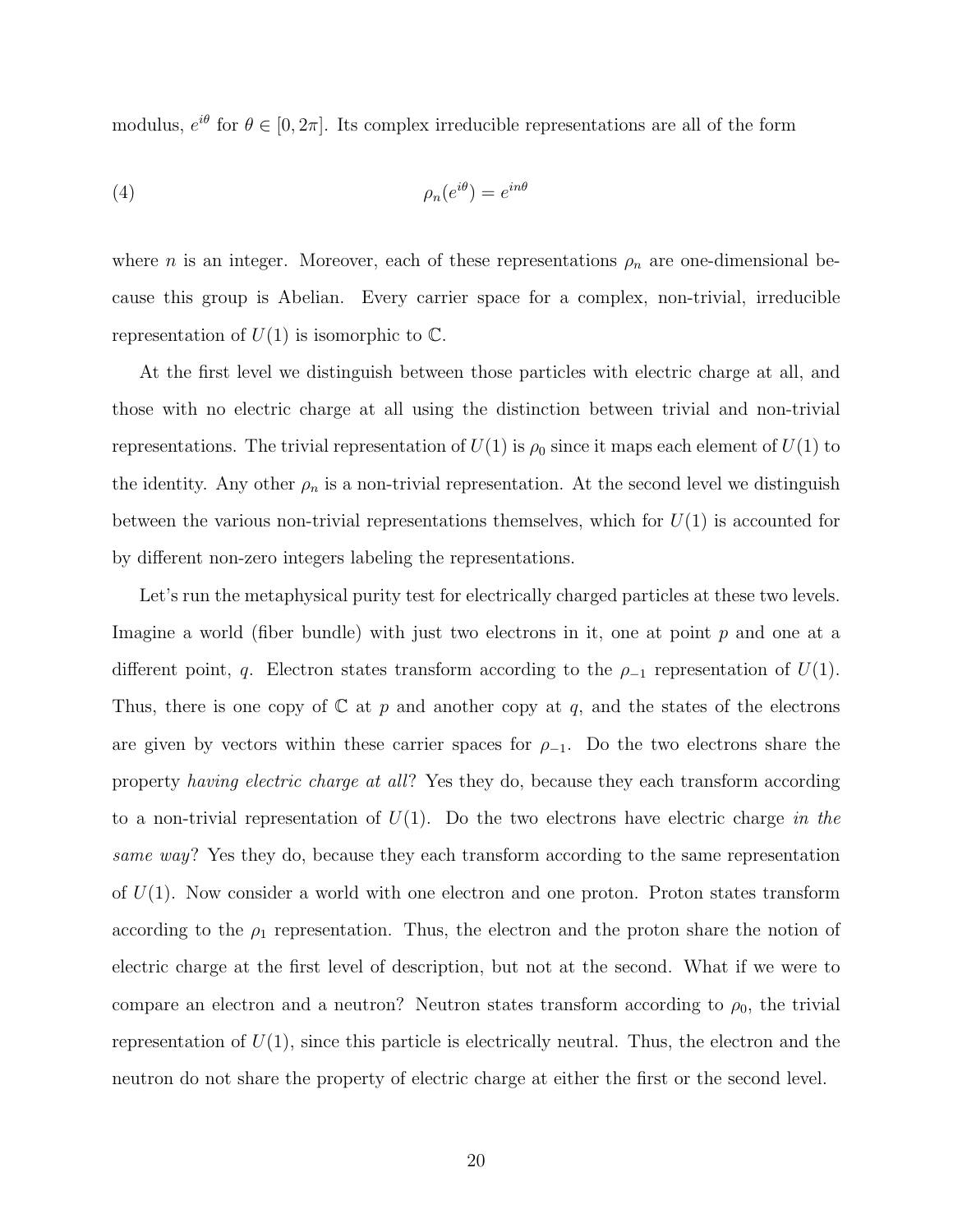modulus, $e^{i\theta}$ for $\theta \in [0, 2\pi]$. Its complex irreducible representations are all of the form

$$\rho_n(e^{i\theta}) = e^{in\theta} \tag{4}$$

where $n$ is an integer. Moreover, each of these representations $\rho_n$ are one-dimensional because this group is Abelian. Every carrier space for a complex, non-trivial, irreducible representation of $U(1)$ is isomorphic to $\mathbb{C}$.

At the first level we distinguish between those particles with electric charge at all, and those with no electric charge at all using the distinction between trivial and non-trivial representations. The trivial representation of $U(1)$ is $\rho_0$ since it maps each element of $U(1)$ to the identity. Any other $\rho_n$ is a non-trivial representation. At the second level we distinguish between the various non-trivial representations themselves, which for $U(1)$ is accounted for by different non-zero integers labeling the representations.

Let's run the metaphysical purity test for electrically charged particles at these two levels. Imagine a world (fiber bundle) with just two electrons in it, one at point $p$ and one at a different point, $q$. Electron states transform according to the $\rho_{-1}$ representation of $U(1)$. Thus, there is one copy of $\mathbb{C}$ at $p$ and another copy at $q$, and the states of the electrons are given by vectors within these carrier spaces for $\rho_{-1}$. Do the two electrons share the property *having electric charge at all*? Yes they do, because they each transform according to a non-trivial representation of $U(1)$. Do the two electrons have electric charge *in the same way*? Yes they do, because they each transform according to the same representation of $U(1)$. Now consider a world with one electron and one proton. Proton states transform according to the $\rho_1$ representation. Thus, the electron and the proton share the notion of electric charge at the first level of description, but not at the second. What if we were to compare an electron and a neutron? Neutron states transform according to $\rho_0$, the trivial representation of $U(1)$, since this particle is electrically neutral. Thus, the electron and the neutron do not share the property of electric charge at either the first or the second level.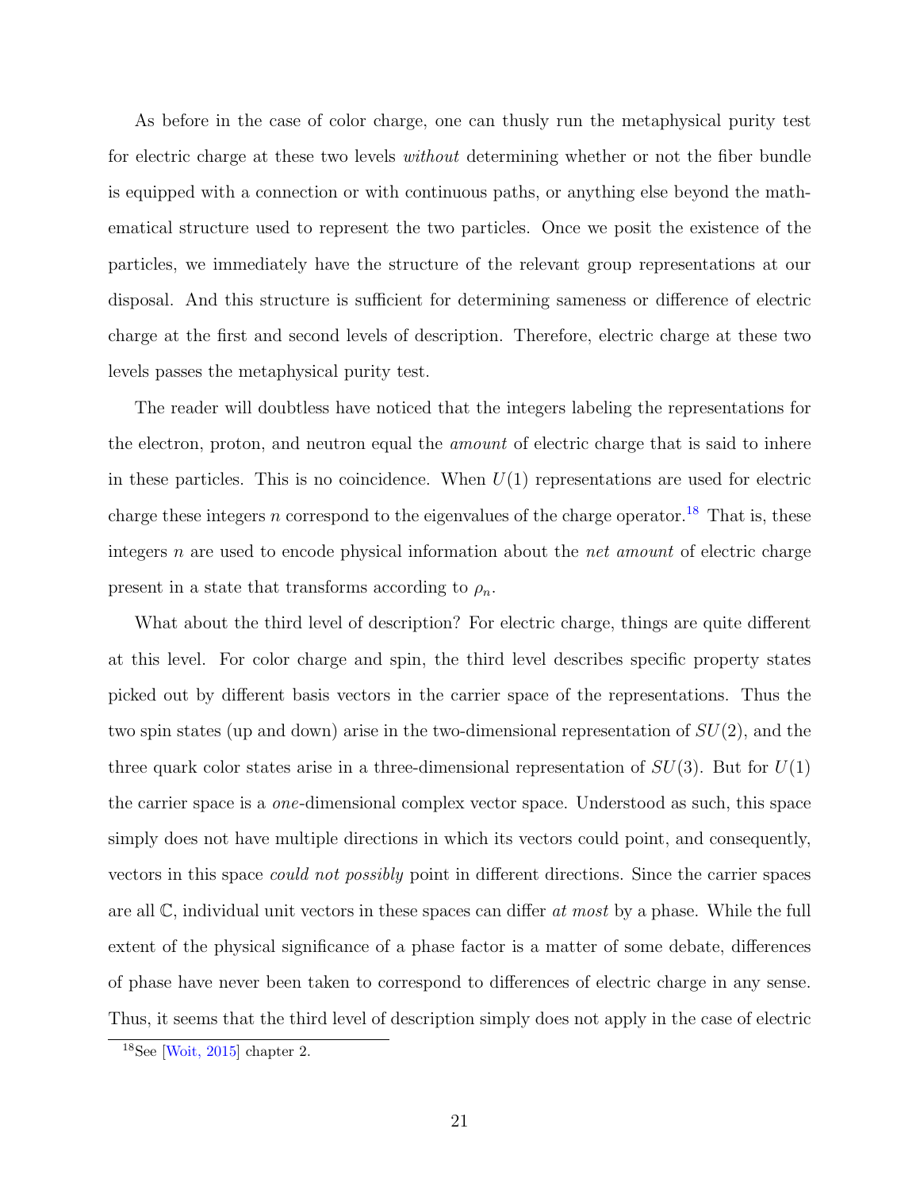As before in the case of color charge, one can thusly run the metaphysical purity test for electric charge at these two levels *without* determining whether or not the fiber bundle is equipped with a connection or with continuous paths, or anything else beyond the mathematical structure used to represent the two particles. Once we posit the existence of the particles, we immediately have the structure of the relevant group representations at our disposal. And this structure is sufficient for determining sameness or difference of electric charge at the first and second levels of description. Therefore, electric charge at these two levels passes the metaphysical purity test.

The reader will doubtless have noticed that the integers labeling the representations for the electron, proton, and neutron equal the *amount* of electric charge that is said to inhere in these particles. This is no coincidence. When $U(1)$ representations are used for electric charge these integers $n$ correspond to the eigenvalues of the charge operator.[18] That is, these integers $n$ are used to encode physical information about the *net amount* of electric charge present in a state that transforms according to $\rho_n$.

What about the third level of description? For electric charge, things are quite different at this level. For color charge and spin, the third level describes specific property states picked out by different basis vectors in the carrier space of the representations. Thus the two spin states (up and down) arise in the two-dimensional representation of $SU(2)$, and the three quark color states arise in a three-dimensional representation of $SU(3)$. But for $U(1)$ the carrier space is a *one*-dimensional complex vector space. Understood as such, this space simply does not have multiple directions in which its vectors could point, and consequently, vectors in this space *could not possibly* point in different directions. Since the carrier spaces are all $\mathbb{C}$, individual unit vectors in these spaces can differ *at most* by a phase. While the full extent of the physical significance of a phase factor is a matter of some debate, differences of phase have never been taken to correspond to differences of electric charge in any sense. Thus, it seems that the third level of description simply does not apply in the case of electric

[18] See [Woit, 2015] chapter 2.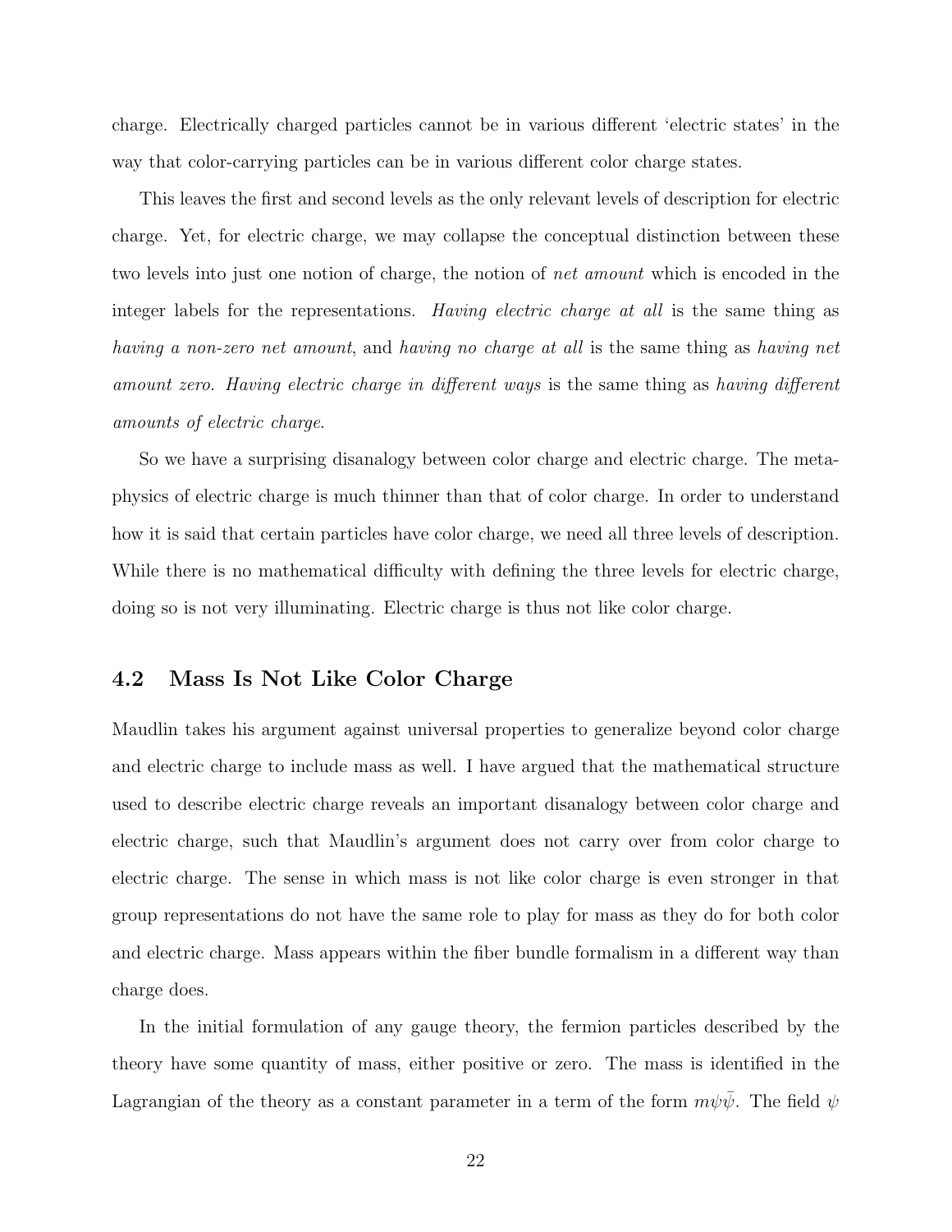charge. Electrically charged particles cannot be in various different 'electric states' in the way that color-carrying particles can be in various different color charge states.

This leaves the first and second levels as the only relevant levels of description for electric charge. Yet, for electric charge, we may collapse the conceptual distinction between these two levels into just one notion of charge, the notion of *net amount* which is encoded in the integer labels for the representations. *Having electric charge at all* is the same thing as *having a non-zero net amount*, and *having no charge at all* is the same thing as *having net amount zero*. *Having electric charge in different ways* is the same thing as *having different amounts of electric charge*.

So we have a surprising disanalogy between color charge and electric charge. The metaphysics of electric charge is much thinner than that of color charge. In order to understand how it is said that certain particles have color charge, we need all three levels of description. While there is no mathematical difficulty with defining the three levels for electric charge, doing so is not very illuminating. Electric charge is thus not like color charge.

## 4.2 Mass Is Not Like Color Charge

Maudlin takes his argument against universal properties to generalize beyond color charge and electric charge to include mass as well. I have argued that the mathematical structure used to describe electric charge reveals an important disanalogy between color charge and electric charge, such that Maudlin's argument does not carry over from color charge to electric charge. The sense in which mass is not like color charge is even stronger in that group representations do not have the same role to play for mass as they do for both color and electric charge. Mass appears within the fiber bundle formalism in a different way than charge does.

In the initial formulation of any gauge theory, the fermion particles described by the theory have some quantity of mass, either positive or zero. The mass is identified in the Lagrangian of the theory as a constant parameter in a term of the form $m\psi\bar{\psi}$. The field $\psi$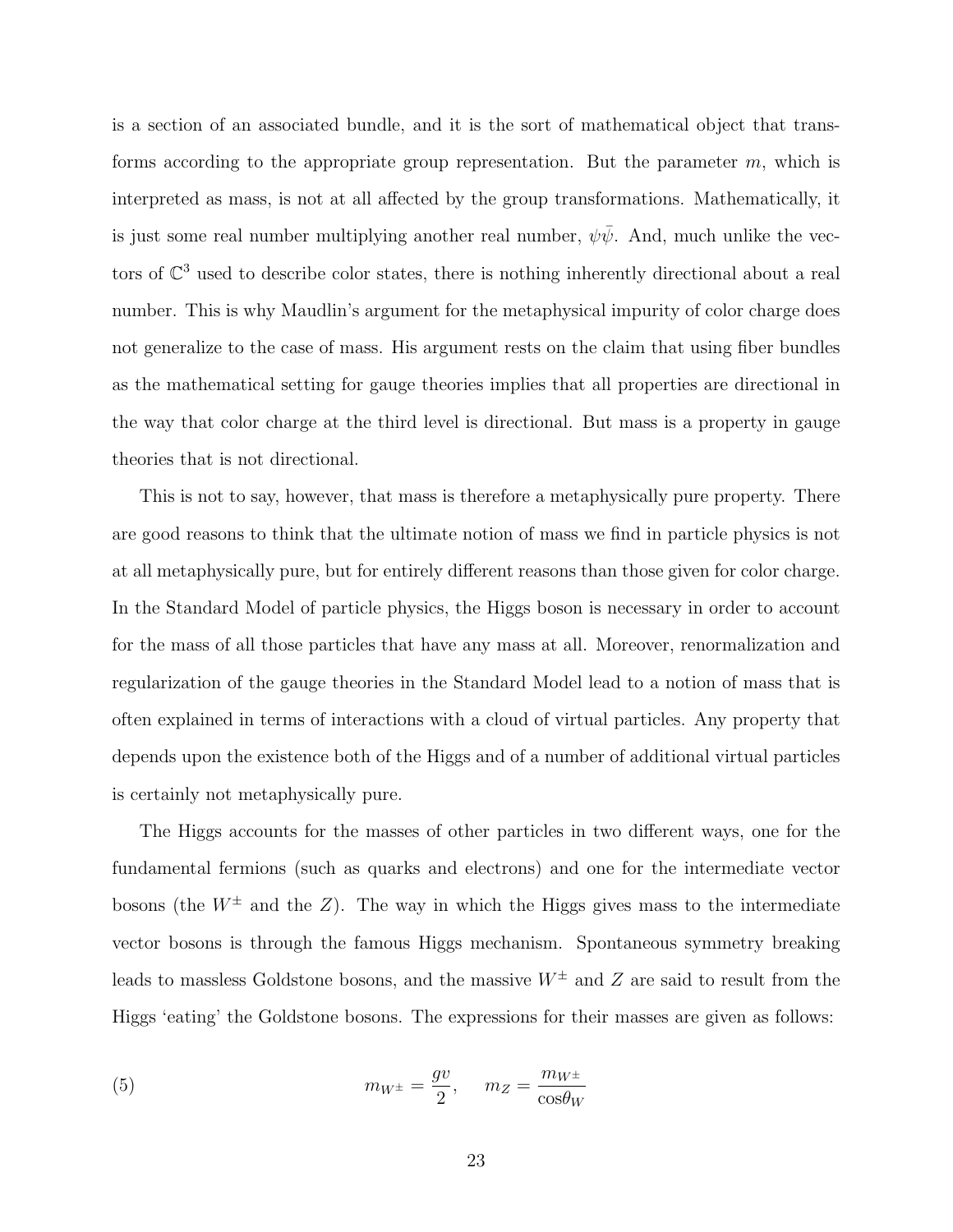is a section of an associated bundle, and it is the sort of mathematical object that transforms according to the appropriate group representation. But the parameter $m$, which is interpreted as mass, is not at all affected by the group transformations. Mathematically, it is just some real number multiplying another real number, $\psi\bar{\psi}$. And, much unlike the vectors of $\mathbb{C}^3$ used to describe color states, there is nothing inherently directional about a real number. This is why Maudlin's argument for the metaphysical impurity of color charge does not generalize to the case of mass. His argument rests on the claim that using fiber bundles as the mathematical setting for gauge theories implies that all properties are directional in the way that color charge at the third level is directional. But mass is a property in gauge theories that is not directional.

This is not to say, however, that mass is therefore a metaphysically pure property. There are good reasons to think that the ultimate notion of mass we find in particle physics is not at all metaphysically pure, but for entirely different reasons than those given for color charge. In the Standard Model of particle physics, the Higgs boson is necessary in order to account for the mass of all those particles that have any mass at all. Moreover, renormalization and regularization of the gauge theories in the Standard Model lead to a notion of mass that is often explained in terms of interactions with a cloud of virtual particles. Any property that depends upon the existence both of the Higgs and of a number of additional virtual particles is certainly not metaphysically pure.

The Higgs accounts for the masses of other particles in two different ways, one for the fundamental fermions (such as quarks and electrons) and one for the intermediate vector bosons (the $W^{\pm}$ and the $Z$). The way in which the Higgs gives mass to the intermediate vector bosons is through the famous Higgs mechanism. Spontaneous symmetry breaking leads to massless Goldstone bosons, and the massive $W^{\pm}$ and $Z$ are said to result from the Higgs 'eating' the Goldstone bosons. The expressions for their masses are given as follows:

$$m_{W^{\pm}} = \frac{gv}{2}, \quad m_Z = \frac{m_{W^{\pm}}}{\cos\theta_W} \tag{5}$$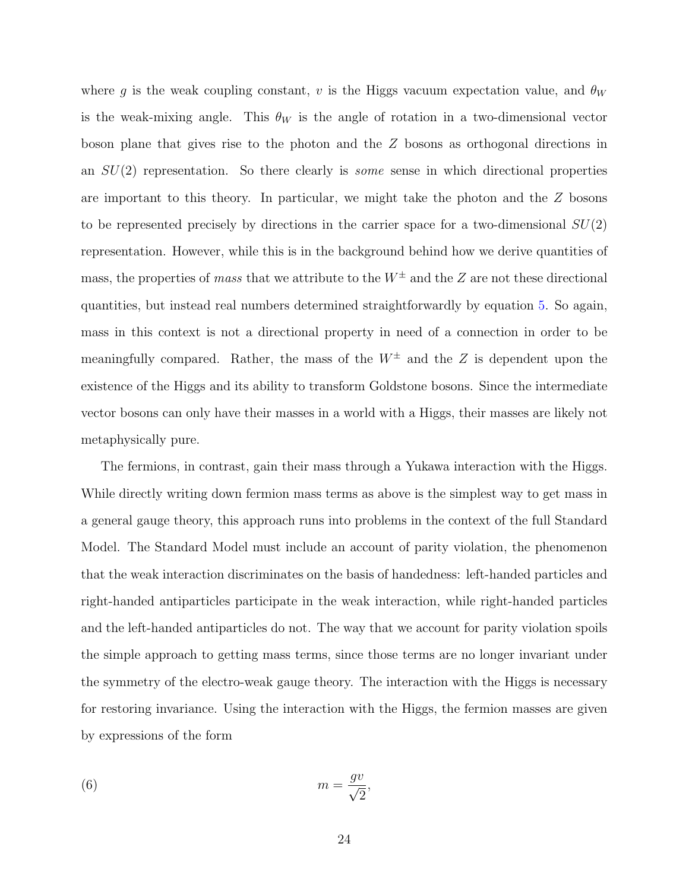where $g$ is the weak coupling constant, $v$ is the Higgs vacuum expectation value, and $\theta_W$ is the weak-mixing angle. This $\theta_W$ is the angle of rotation in a two-dimensional vector boson plane that gives rise to the photon and the $Z$ bosons as orthogonal directions in an $SU(2)$ representation. So there clearly is *some* sense in which directional properties are important to this theory. In particular, we might take the photon and the $Z$ bosons to be represented precisely by directions in the carrier space for a two-dimensional $SU(2)$ representation. However, while this is in the background behind how we derive quantities of mass, the properties of *mass* that we attribute to the $W^{\pm}$ and the $Z$ are not these directional quantities, but instead real numbers determined straightforwardly by equation 5. So again, mass in this context is not a directional property in need of a connection in order to be meaningfully compared. Rather, the mass of the $W^{\pm}$ and the $Z$ is dependent upon the existence of the Higgs and its ability to transform Goldstone bosons. Since the intermediate vector bosons can only have their masses in a world with a Higgs, their masses are likely not metaphysically pure.

The fermions, in contrast, gain their mass through a Yukawa interaction with the Higgs. While directly writing down fermion mass terms as above is the simplest way to get mass in a general gauge theory, this approach runs into problems in the context of the full Standard Model. The Standard Model must include an account of parity violation, the phenomenon that the weak interaction discriminates on the basis of handedness: left-handed particles and right-handed antiparticles participate in the weak interaction, while right-handed particles and the left-handed antiparticles do not. The way that we account for parity violation spoils the simple approach to getting mass terms, since those terms are no longer invariant under the symmetry of the electro-weak gauge theory. The interaction with the Higgs is necessary for restoring invariance. Using the interaction with the Higgs, the fermion masses are given by expressions of the form

$$m = \frac{gv}{\sqrt{2}}, \tag{6}$$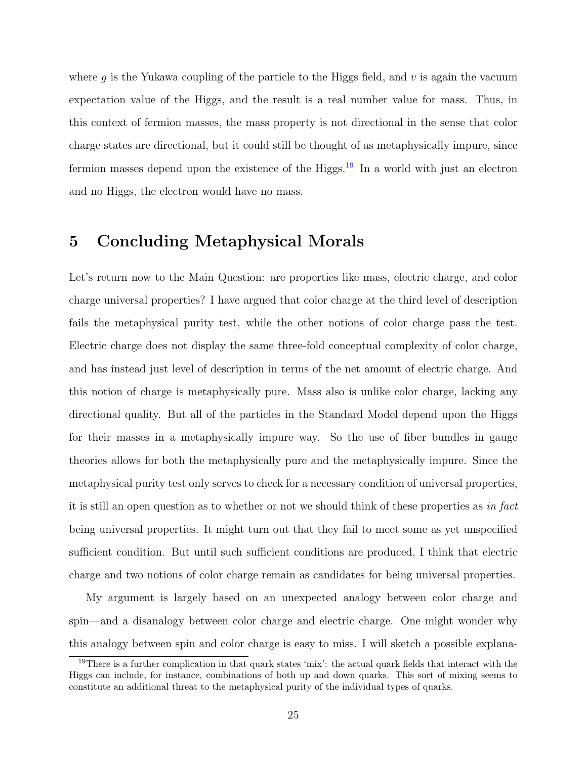where $g$ is the Yukawa coupling of the particle to the Higgs field, and $v$ is again the vacuum expectation value of the Higgs, and the result is a real number value for mass. Thus, in this context of fermion masses, the mass property is not directional in the sense that color charge states are directional, but it could still be thought of as metaphysically impure, since fermion masses depend upon the existence of the Higgs.[19] In a world with just an electron and no Higgs, the electron would have no mass.

## 5 Concluding Metaphysical Morals

Let's return now to the Main Question: are properties like mass, electric charge, and color charge universal properties? I have argued that color charge at the third level of description fails the metaphysical purity test, while the other notions of color charge pass the test. Electric charge does not display the same three-fold conceptual complexity of color charge, and has instead just level of description in terms of the net amount of electric charge. And this notion of charge is metaphysically pure. Mass also is unlike color charge, lacking any directional quality. But all of the particles in the Standard Model depend upon the Higgs for their masses in a metaphysically impure way. So the use of fiber bundles in gauge theories allows for both the metaphysically pure and the metaphysically impure. Since the metaphysical purity test only serves to check for a necessary condition of universal properties, it is still an open question as to whether or not we should think of these properties as *in fact* being universal properties. It might turn out that they fail to meet some as yet unspecified sufficient condition. But until such sufficient conditions are produced, I think that electric charge and two notions of color charge remain as candidates for being universal properties.

My argument is largely based on an unexpected analogy between color charge and spin—and a disanalogy between color charge and electric charge. One might wonder why this analogy between spin and color charge is easy to miss. I will sketch a possible explana-

[19] There is a further complication in that quark states 'mix': the actual quark fields that interact with the Higgs can include, for instance, combinations of both up and down quarks. This sort of mixing seems to constitute an additional threat to the metaphysical purity of the individual types of quarks.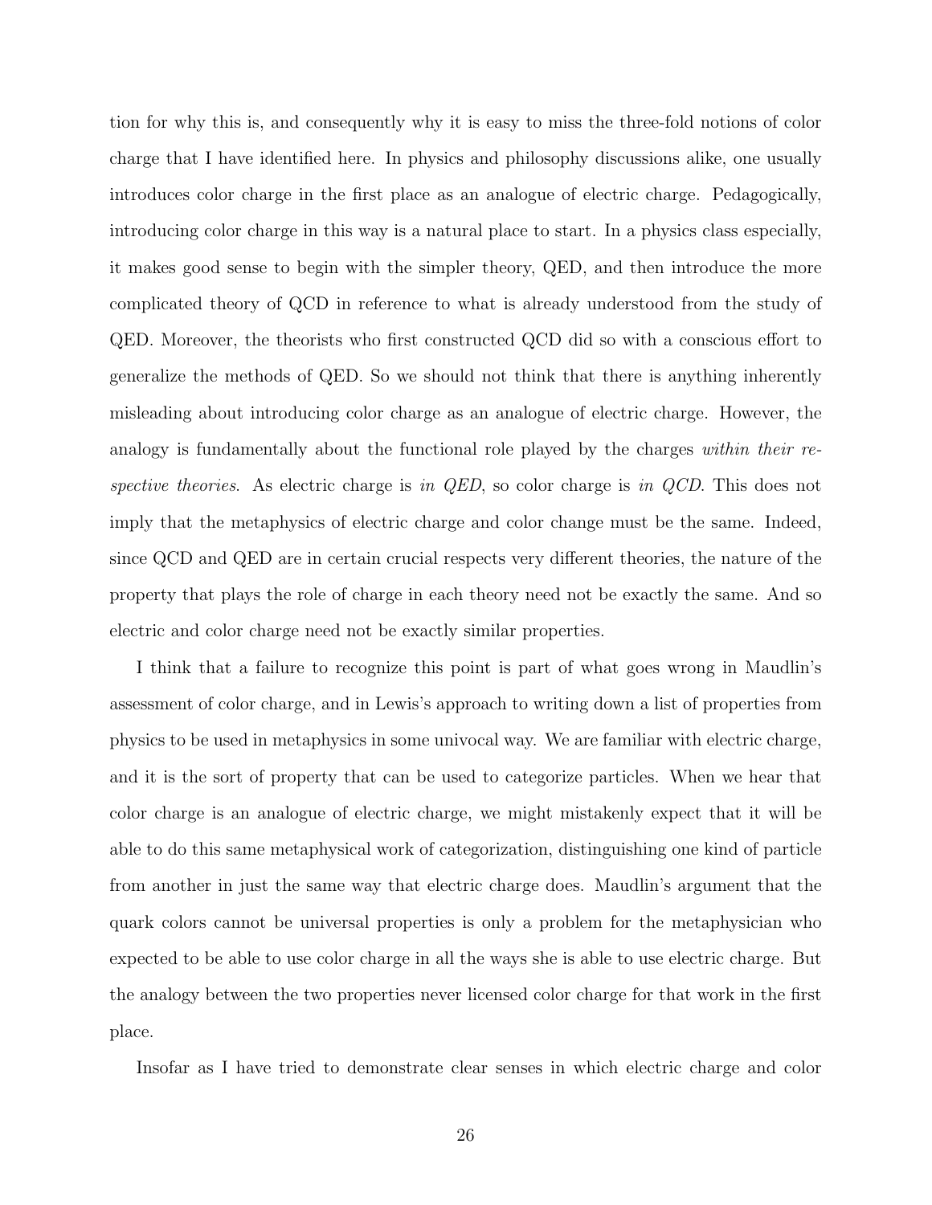tion for why this is, and consequently why it is easy to miss the three-fold notions of color charge that I have identified here. In physics and philosophy discussions alike, one usually introduces color charge in the first place as an analogue of electric charge. Pedagogically, introducing color charge in this way is a natural place to start. In a physics class especially, it makes good sense to begin with the simpler theory, QED, and then introduce the more complicated theory of QCD in reference to what is already understood from the study of QED. Moreover, the theorists who first constructed QCD did so with a conscious effort to generalize the methods of QED. So we should not think that there is anything inherently misleading about introducing color charge as an analogue of electric charge. However, the analogy is fundamentally about the functional role played by the charges *within their respective theories*. As electric charge is *in QED*, so color charge is *in QCD*. This does not imply that the metaphysics of electric charge and color change must be the same. Indeed, since QCD and QED are in certain crucial respects very different theories, the nature of the property that plays the role of charge in each theory need not be exactly the same. And so electric and color charge need not be exactly similar properties.

I think that a failure to recognize this point is part of what goes wrong in Maudlin's assessment of color charge, and in Lewis's approach to writing down a list of properties from physics to be used in metaphysics in some univocal way. We are familiar with electric charge, and it is the sort of property that can be used to categorize particles. When we hear that color charge is an analogue of electric charge, we might mistakenly expect that it will be able to do this same metaphysical work of categorization, distinguishing one kind of particle from another in just the same way that electric charge does. Maudlin's argument that the quark colors cannot be universal properties is only a problem for the metaphysician who expected to be able to use color charge in all the ways she is able to use electric charge. But the analogy between the two properties never licensed color charge for that work in the first place.

Insofar as I have tried to demonstrate clear senses in which electric charge and color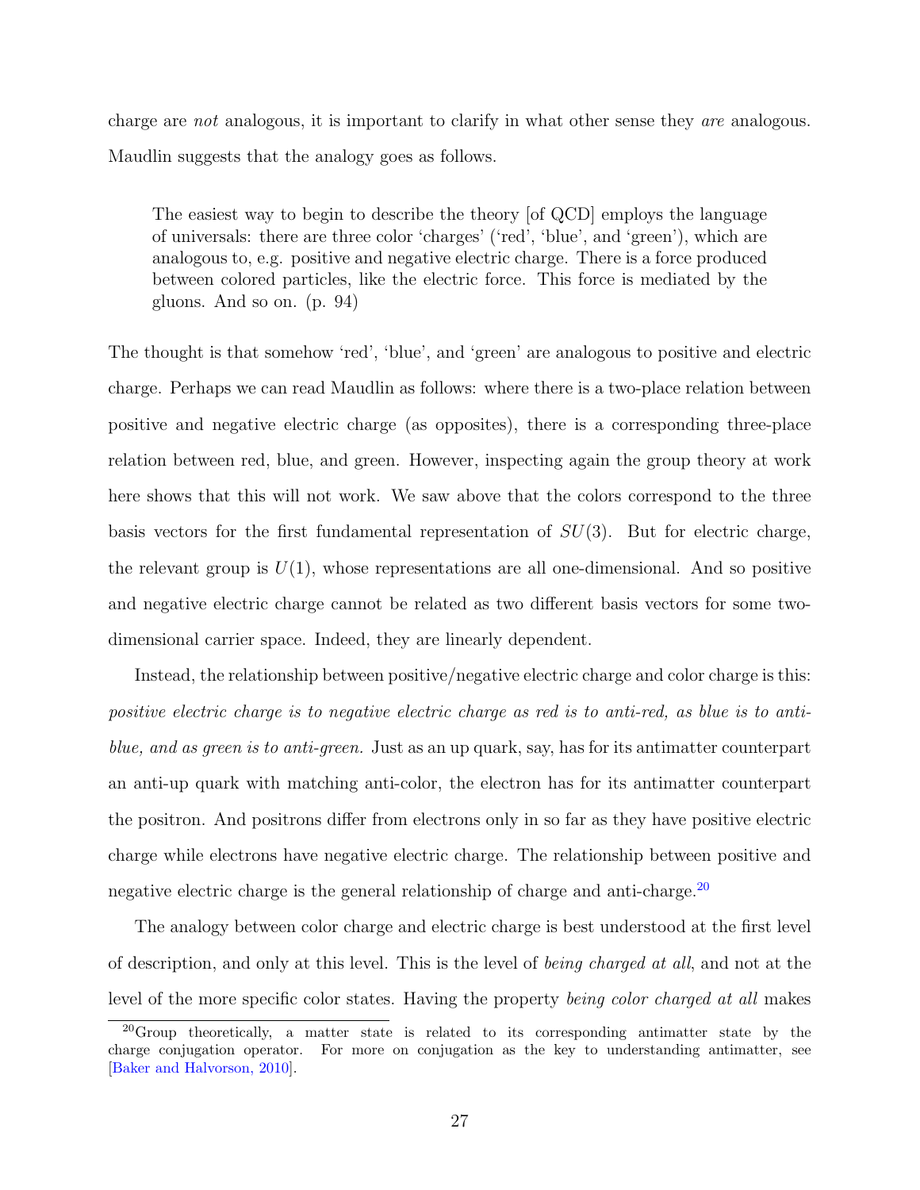charge are *not* analogous, it is important to clarify in what other sense they *are* analogous. Maudlin suggests that the analogy goes as follows.

> The easiest way to begin to describe the theory [of QCD] employs the language of universals: there are three color 'charges' ('red', 'blue', and 'green'), which are analogous to, e.g. positive and negative electric charge. There is a force produced between colored particles, like the electric force. This force is mediated by the gluons. And so on. (p. 94)

The thought is that somehow 'red', 'blue', and 'green' are analogous to positive and electric charge. Perhaps we can read Maudlin as follows: where there is a two-place relation between positive and negative electric charge (as opposites), there is a corresponding three-place relation between red, blue, and green. However, inspecting again the group theory at work here shows that this will not work. We saw above that the colors correspond to the three basis vectors for the first fundamental representation of $SU(3)$. But for electric charge, the relevant group is $U(1)$, whose representations are all one-dimensional. And so positive and negative electric charge cannot be related as two different basis vectors for some two-dimensional carrier space. Indeed, they are linearly dependent.

Instead, the relationship between positive/negative electric charge and color charge is this: *positive electric charge is to negative electric charge as red is to anti-red, as blue is to anti-blue, and as green is to anti-green.* Just as an up quark, say, has for its antimatter counterpart an anti-up quark with matching anti-color, the electron has for its antimatter counterpart the positron. And positrons differ from electrons only in so far as they have positive electric charge while electrons have negative electric charge. The relationship between positive and negative electric charge is the general relationship of charge and anti-charge.[20]

The analogy between color charge and electric charge is best understood at the first level of description, and only at this level. This is the level of *being charged at all*, and not at the level of the more specific color states. Having the property *being color charged at all* makes

[20] Group theoretically, a matter state is related to its corresponding antimatter state by the charge conjugation operator. For more on conjugation as the key to understanding antimatter, see [Baker and Halvorson, 2010].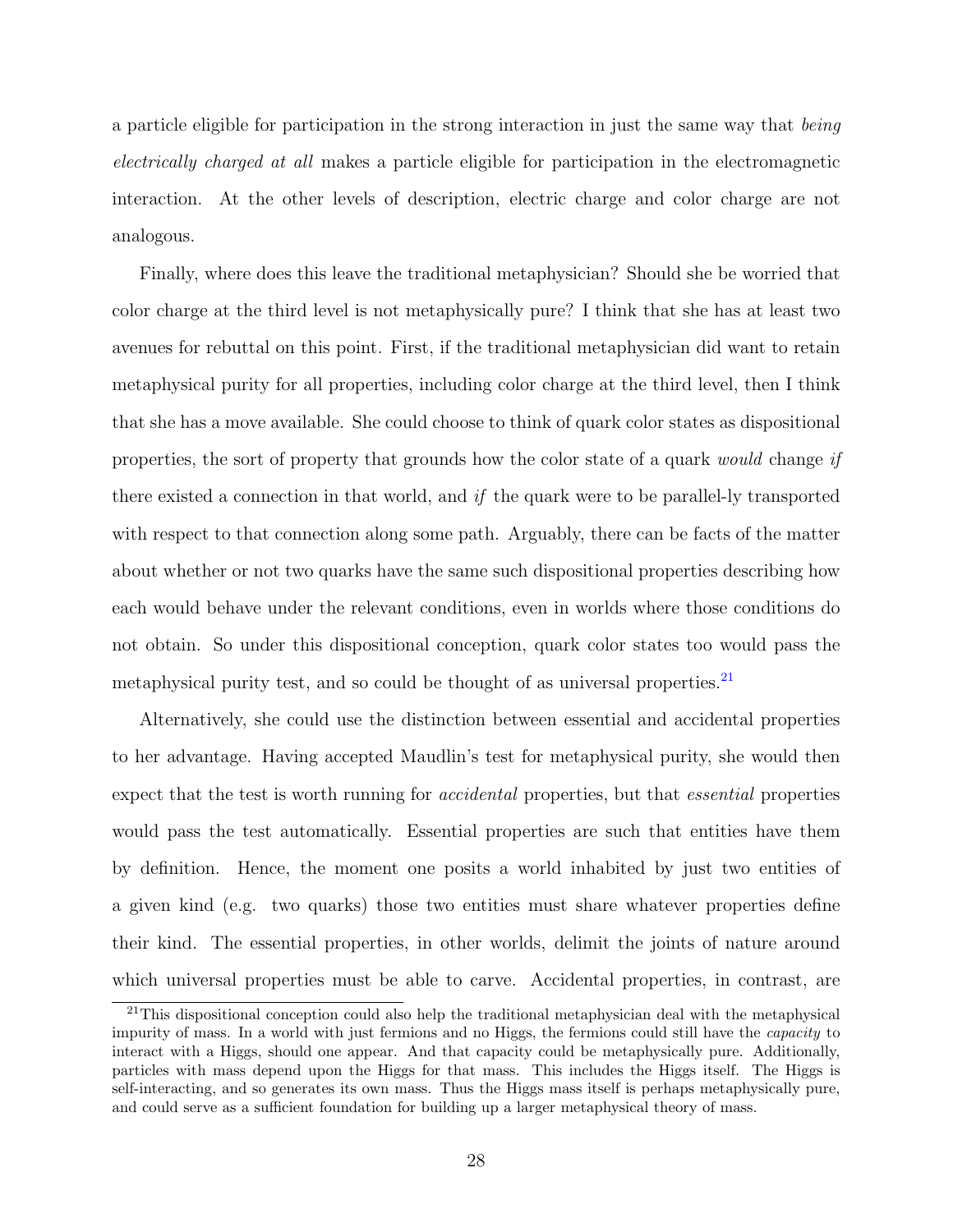a particle eligible for participation in the strong interaction in just the same way that *being electrically charged at all* makes a particle eligible for participation in the electromagnetic interaction. At the other levels of description, electric charge and color charge are not analogous.

Finally, where does this leave the traditional metaphysician? Should she be worried that color charge at the third level is not metaphysically pure? I think that she has at least two avenues for rebuttal on this point. First, if the traditional metaphysician did want to retain metaphysical purity for all properties, including color charge at the third level, then I think that she has a move available. She could choose to think of quark color states as dispositional properties, the sort of property that grounds how the color state of a quark *would* change *if* there existed a connection in that world, and *if* the quark were to be parallel-ly transported with respect to that connection along some path. Arguably, there can be facts of the matter about whether or not two quarks have the same such dispositional properties describing how each would behave under the relevant conditions, even in worlds where those conditions do not obtain. So under this dispositional conception, quark color states too would pass the metaphysical purity test, and so could be thought of as universal properties.[21]

Alternatively, she could use the distinction between essential and accidental properties to her advantage. Having accepted Maudlin's test for metaphysical purity, she would then expect that the test is worth running for *accidental* properties, but that *essential* properties would pass the test automatically. Essential properties are such that entities have them by definition. Hence, the moment one posits a world inhabited by just two entities of a given kind (e.g. two quarks) those two entities must share whatever properties define their kind. The essential properties, in other worlds, delimit the joints of nature around which universal properties must be able to carve. Accidental properties, in contrast, are

[21] This dispositional conception could also help the traditional metaphysician deal with the metaphysical impurity of mass. In a world with just fermions and no Higgs, the fermions could still have the *capacity* to interact with a Higgs, should one appear. And that capacity could be metaphysically pure. Additionally, particles with mass depend upon the Higgs for that mass. This includes the Higgs itself. The Higgs is self-interacting, and so generates its own mass. Thus the Higgs mass itself is perhaps metaphysically pure, and could serve as a sufficient foundation for building up a larger metaphysical theory of mass.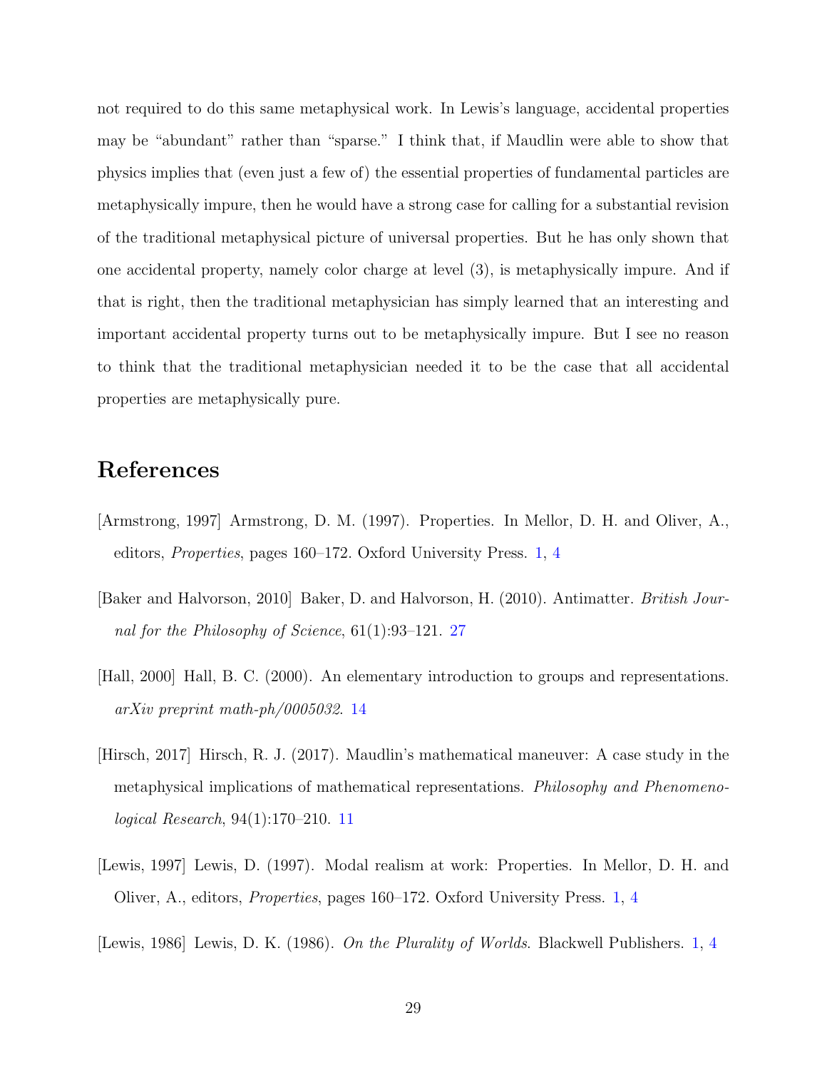not required to do this same metaphysical work. In Lewis's language, accidental properties may be "abundant" rather than "sparse." I think that, if Maudlin were able to show that physics implies that (even just a few of) the essential properties of fundamental particles are metaphysically impure, then he would have a strong case for calling for a substantial revision of the traditional metaphysical picture of universal properties. But he has only shown that one accidental property, namely color charge at level (3), is metaphysically impure. And if that is right, then the traditional metaphysician has simply learned that an interesting and important accidental property turns out to be metaphysically impure. But I see no reason to think that the traditional metaphysician needed it to be the case that all accidental properties are metaphysically pure.

## References

[Armstrong, 1997] Armstrong, D. M. (1997). Properties. In Mellor, D. H. and Oliver, A., editors, *Properties*, pages 160–172. Oxford University Press. 1, 4

[Baker and Halvorson, 2010] Baker, D. and Halvorson, H. (2010). Antimatter. *British Journal for the Philosophy of Science*, 61(1):93–121. 27

[Hall, 2000] Hall, B. C. (2000). An elementary introduction to groups and representations. *arXiv preprint math-ph/0005032*. 14

[Hirsch, 2017] Hirsch, R. J. (2017). Maudlin's mathematical maneuver: A case study in the metaphysical implications of mathematical representations. *Philosophy and Phenomenological Research*, 94(1):170–210. 11

[Lewis, 1997] Lewis, D. (1997). Modal realism at work: Properties. In Mellor, D. H. and Oliver, A., editors, *Properties*, pages 160–172. Oxford University Press. 1, 4

[Lewis, 1986] Lewis, D. K. (1986). *On the Plurality of Worlds*. Blackwell Publishers. 1, 4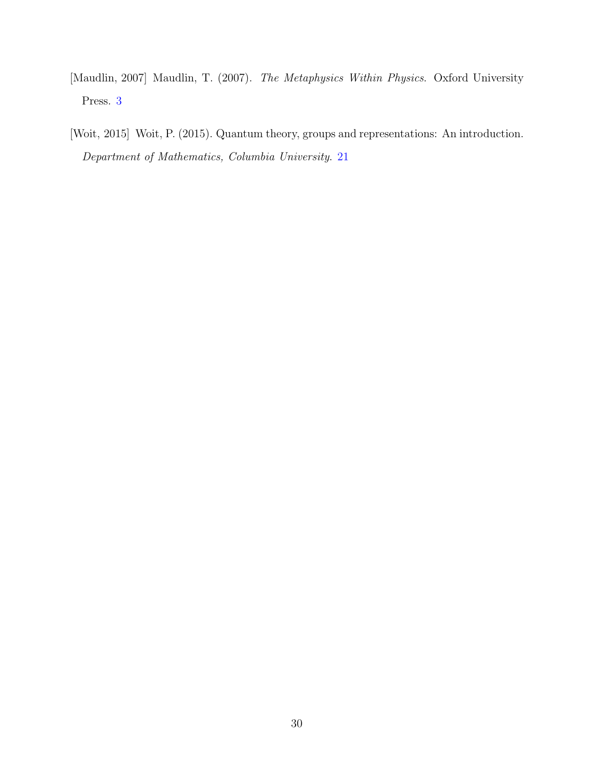[Maudlin, 2007] Maudlin, T. (2007). *The Metaphysics Within Physics*. Oxford University Press. 3

[Woit, 2015] Woit, P. (2015). Quantum theory, groups and representations: An introduction. *Department of Mathematics, Columbia University*. 21